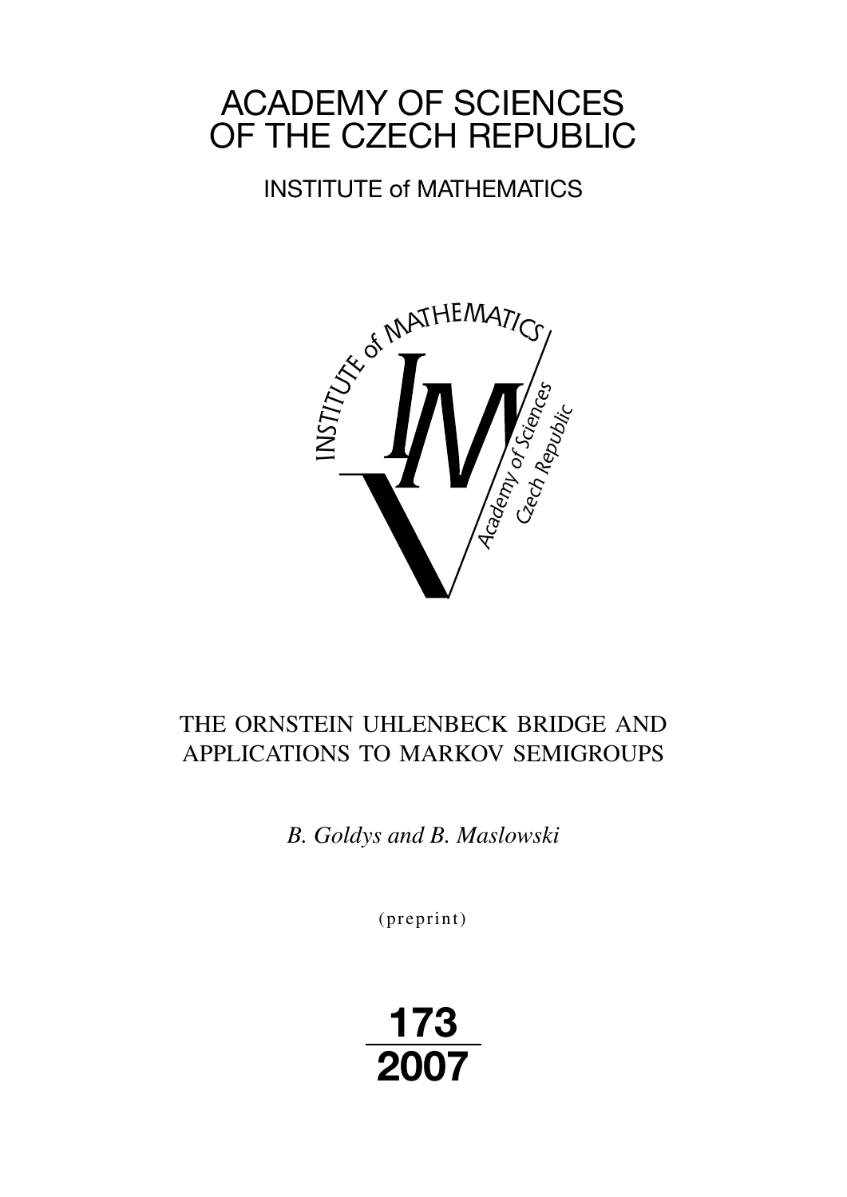# ACADEMY OF SCIENCES OF THE CZECH REPUBLIC

## INSTITUTE of MATHEMATICS

# THE ORNSTEIN UHLENBECK BRIDGE AND APPLICATIONS TO MARKOV SEMIGROUPS

*B. Goldys and B. Maslowski*

(preprint)

**173**

**2007**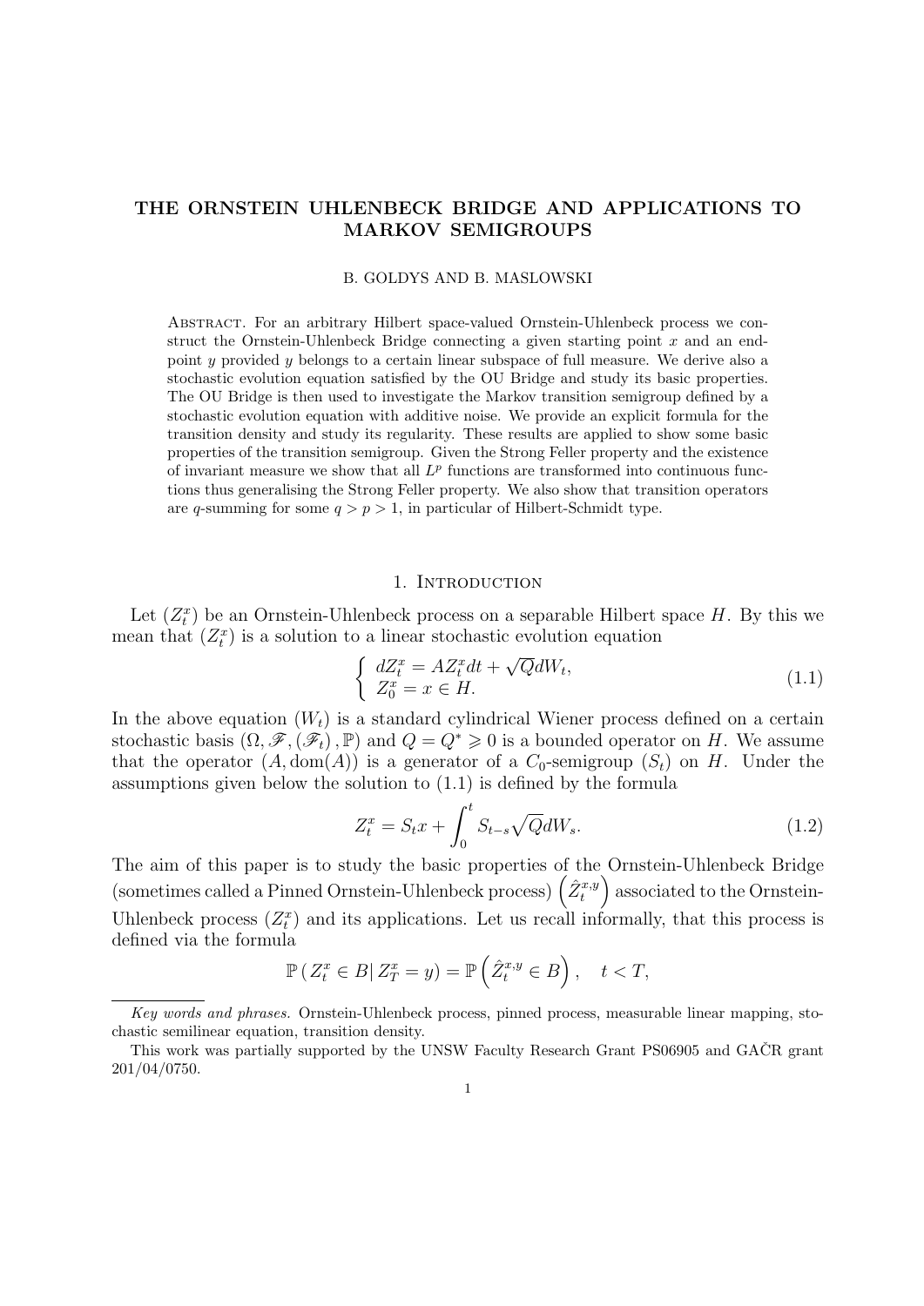# THE ORNSTEIN UHLENBECK BRIDGE AND APPLICATIONS TO MARKOV SEMIGROUPS

B. GOLDYS AND B. MASLOWSKI

Abstract. For an arbitrary Hilbert space-valued Ornstein-Uhlenbeck process we construct the Ornstein-Uhlenbeck Bridge connecting a given starting point $x$ and an endpoint $y$ provided $y$ belongs to a certain linear subspace of full measure. We derive also a stochastic evolution equation satisfied by the OU Bridge and study its basic properties. The OU Bridge is then used to investigate the Markov transition semigroup defined by a stochastic evolution equation with additive noise. We provide an explicit formula for the transition density and study its regularity. These results are applied to show some basic properties of the transition semigroup. Given the Strong Feller property and the existence of invariant measure we show that all $L^p$ functions are transformed into continuous functions thus generalising the Strong Feller property. We also show that transition operators are $q$-summing for some $q > p > 1$, in particular of Hilbert-Schmidt type.

## 1. Introduction

Let $(Z_t^x)$ be an Ornstein-Uhlenbeck process on a separable Hilbert space $H$. By this we mean that $(Z_t^x)$ is a solution to a linear stochastic evolution equation

$$\left\{\begin{array}{l} dZ_t^x = AZ_t^x dt + \sqrt{Q}dW_t, \\ Z_0^x = x \in H. \end{array}\right. \tag{1.1}$$

In the above equation $(W_t)$ is a standard cylindrical Wiener process defined on a certain stochastic basis $(\Omega, \mathscr{F}, (\mathscr{F}_t), \mathbb{P})$ and $Q = Q^* \geqslant 0$ is a bounded operator on $H$. We assume that the operator $(A, \mathrm{dom}(A))$ is a generator of a $C_0$-semigroup $(S_t)$ on $H$. Under the assumptions given below the solution to (1.1) is defined by the formula

$$Z_t^x = S_t x + \int_0^t S_{t-s}\sqrt{Q}dW_s. \tag{1.2}$$

The aim of this paper is to study the basic properties of the Ornstein-Uhlenbeck Bridge (sometimes called a Pinned Ornstein-Uhlenbeck process) $\left(\hat{Z}_t^{x,y}\right)$ associated to the Ornstein-Uhlenbeck process $(Z_t^x)$ and its applications. Let us recall informally, that this process is defined via the formula

$$\mathbb{P}\left(Z_t^x \in B \,|\, Z_T^x = y\right) = \mathbb{P}\left(\hat{Z}_t^{x,y} \in B\right), \quad t < T,$$

*Key words and phrases.* Ornstein-Uhlenbeck process, pinned process, measurable linear mapping, stochastic semilinear equation, transition density.

This work was partially supported by the UNSW Faculty Research Grant PS06905 and GAČR grant 201/04/0750.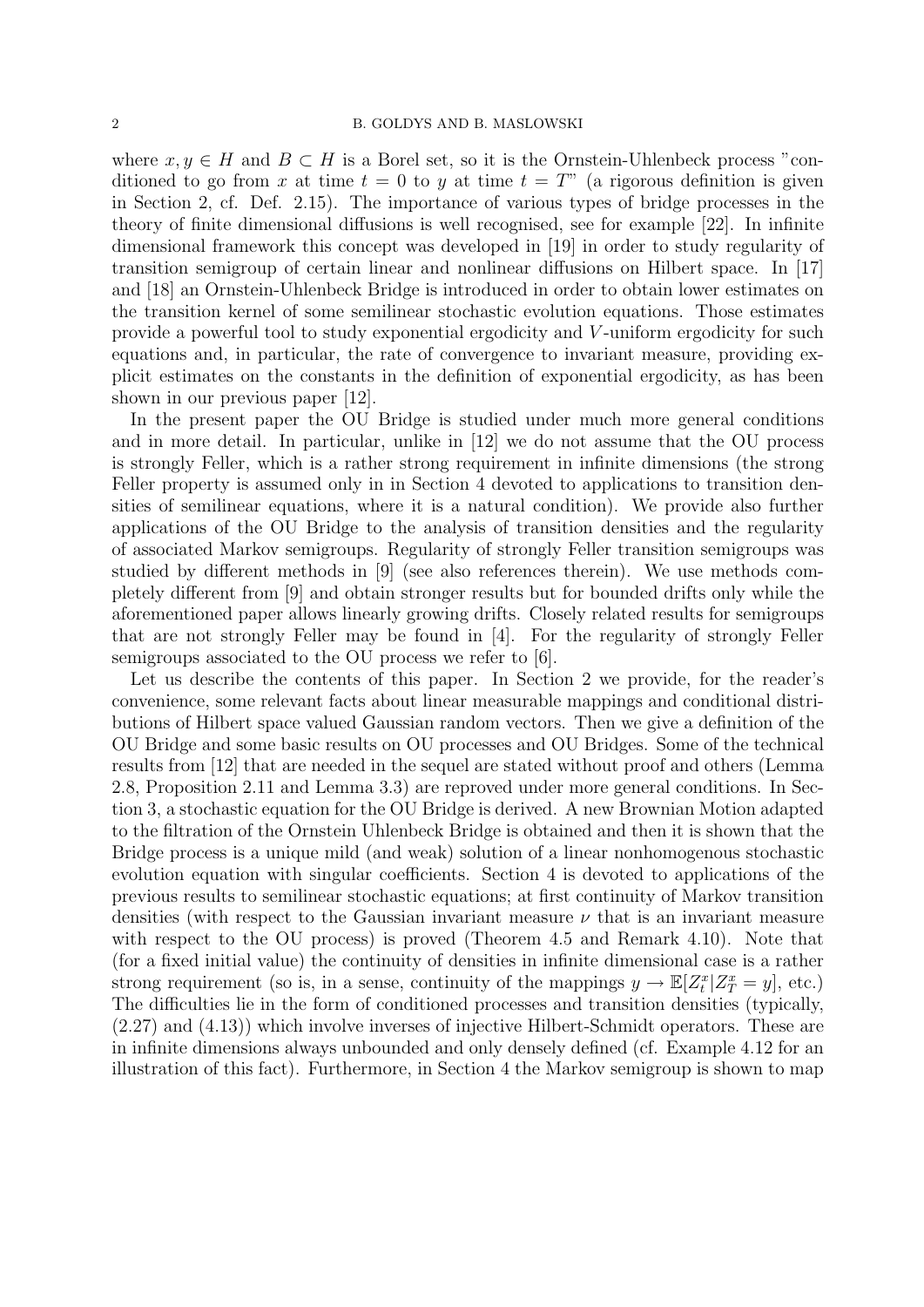where $x, y \in H$ and $B \subset H$ is a Borel set, so it is the Ornstein-Uhlenbeck process "conditioned to go from $x$ at time $t = 0$ to $y$ at time $t = T$" (a rigorous definition is given in Section 2, cf. Def. 2.15). The importance of various types of bridge processes in the theory of finite dimensional diffusions is well recognised, see for example [22]. In infinite dimensional framework this concept was developed in [19] in order to study regularity of transition semigroup of certain linear and nonlinear diffusions on Hilbert space. In [17] and [18] an Ornstein-Uhlenbeck Bridge is introduced in order to obtain lower estimates on the transition kernel of some semilinear stochastic evolution equations. Those estimates provide a powerful tool to study exponential ergodicity and $V$-uniform ergodicity for such equations and, in particular, the rate of convergence to invariant measure, providing explicit estimates on the constants in the definition of exponential ergodicity, as has been shown in our previous paper [12].

In the present paper the OU Bridge is studied under much more general conditions and in more detail. In particular, unlike in [12] we do not assume that the OU process is strongly Feller, which is a rather strong requirement in infinite dimensions (the strong Feller property is assumed only in in Section 4 devoted to applications to transition densities of semilinear equations, where it is a natural condition). We provide also further applications of the OU Bridge to the analysis of transition densities and the regularity of associated Markov semigroups. Regularity of strongly Feller transition semigroups was studied by different methods in [9] (see also references therein). We use methods completely different from [9] and obtain stronger results but for bounded drifts only while the aforementioned paper allows linearly growing drifts. Closely related results for semigroups that are not strongly Feller may be found in [4]. For the regularity of strongly Feller semigroups associated to the OU process we refer to [6].

Let us describe the contents of this paper. In Section 2 we provide, for the reader's convenience, some relevant facts about linear measurable mappings and conditional distributions of Hilbert space valued Gaussian random vectors. Then we give a definition of the OU Bridge and some basic results on OU processes and OU Bridges. Some of the technical results from [12] that are needed in the sequel are stated without proof and others (Lemma 2.8, Proposition 2.11 and Lemma 3.3) are reproved under more general conditions. In Section 3, a stochastic equation for the OU Bridge is derived. A new Brownian Motion adapted to the filtration of the Ornstein Uhlenbeck Bridge is obtained and then it is shown that the Bridge process is a unique mild (and weak) solution of a linear nonhomogenous stochastic evolution equation with singular coefficients. Section 4 is devoted to applications of the previous results to semilinear stochastic equations; at first continuity of Markov transition densities (with respect to the Gaussian invariant measure $\nu$ that is an invariant measure with respect to the OU process) is proved (Theorem 4.5 and Remark 4.10). Note that (for a fixed initial value) the continuity of densities in infinite dimensional case is a rather strong requirement (so is, in a sense, continuity of the mappings $y \to \mathbb{E}[Z_t^x | Z_T^x = y]$, etc.) The difficulties lie in the form of conditioned processes and transition densities (typically, (2.27) and (4.13)) which involve inverses of injective Hilbert-Schmidt operators. These are in infinite dimensions always unbounded and only densely defined (cf. Example 4.12 for an illustration of this fact). Furthermore, in Section 4 the Markov semigroup is shown to map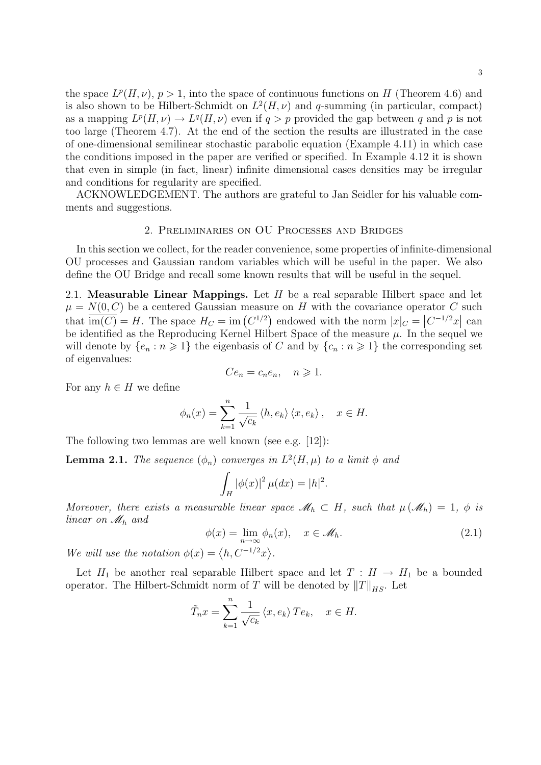the space $L^p(H,\nu)$, $p>1$, into the space of continuous functions on $H$ (Theorem 4.6) and is also shown to be Hilbert-Schmidt on $L^2(H,\nu)$ and $q$-summing (in particular, compact) as a mapping $L^p(H,\nu)\to L^q(H,\nu)$ even if $q>p$ provided the gap between $q$ and $p$ is not too large (Theorem 4.7). At the end of the section the results are illustrated in the case of one-dimensional semilinear stochastic parabolic equation (Example 4.11) in which case the conditions imposed in the paper are verified or specified. In Example 4.12 it is shown that even in simple (in fact, linear) infinite dimensional cases densities may be irregular and conditions for regularity are specified.

ACKNOWLEDGEMENT. The authors are grateful to Jan Seidler for his valuable comments and suggestions.

## 2. Preliminaries on OU Processes and Bridges

In this section we collect, for the reader convenience, some properties of infinite-dimensional OU processes and Gaussian random variables which will be useful in the paper. We also define the OU Bridge and recall some known results that will be useful in the sequel.

### 2.1. Measurable Linear Mappings.

Let $H$ be a real separable Hilbert space and let $\mu=N(0,C)$ be a centered Gaussian measure on $H$ with the covariance operator $C$ such that $\overline{\mathrm{im}(C)}=H$. The space $H_C=\mathrm{im}\left(C^{1/2}\right)$ endowed with the norm $|x|_C=\left|C^{-1/2}x\right|$ can be identified as the Reproducing Kernel Hilbert Space of the measure $\mu$. In the sequel we will denote by $\{e_n : n\geqslant 1\}$ the eigenbasis of $C$ and by $\{c_n : n\geqslant 1\}$ the corresponding set of eigenvalues:

$$Ce_n=c_ne_n,\quad n\geqslant 1.$$

For any $h\in H$ we define

$$\phi_n(x)=\sum_{k=1}^{n}\frac{1}{\sqrt{c_k}}\left\langle h,e_k\right\rangle\left\langle x,e_k\right\rangle,\quad x\in H.$$

The following two lemmas are well known (see e.g. [12]):

**Lemma 2.1.** *The sequence $(\phi_n)$ converges in $L^2(H,\mu)$ to a limit $\phi$ and*

$$\int_H\left|\phi(x)\right|^2\mu(dx)=|h|^2.$$

*Moreover, there exists a measurable linear space $\mathscr{M}_h\subset H$, such that $\mu\left(\mathscr{M}_h\right)=1$, $\phi$ is linear on $\mathscr{M}_h$ and*

$$\phi(x)=\lim_{n\to\infty}\phi_n(x),\quad x\in\mathscr{M}_h. \tag{2.1}$$

*We will use the notation $\phi(x)=\left\langle h,C^{-1/2}x\right\rangle$.*

Let $H_1$ be another real separable Hilbert space and let $T:H\to H_1$ be a bounded operator. The Hilbert-Schmidt norm of $T$ will be denoted by $\|T\|_{HS}$. Let

$$\tilde{T}_nx=\sum_{k=1}^{n}\frac{1}{\sqrt{c_k}}\left\langle x,e_k\right\rangle Te_k,\quad x\in H.$$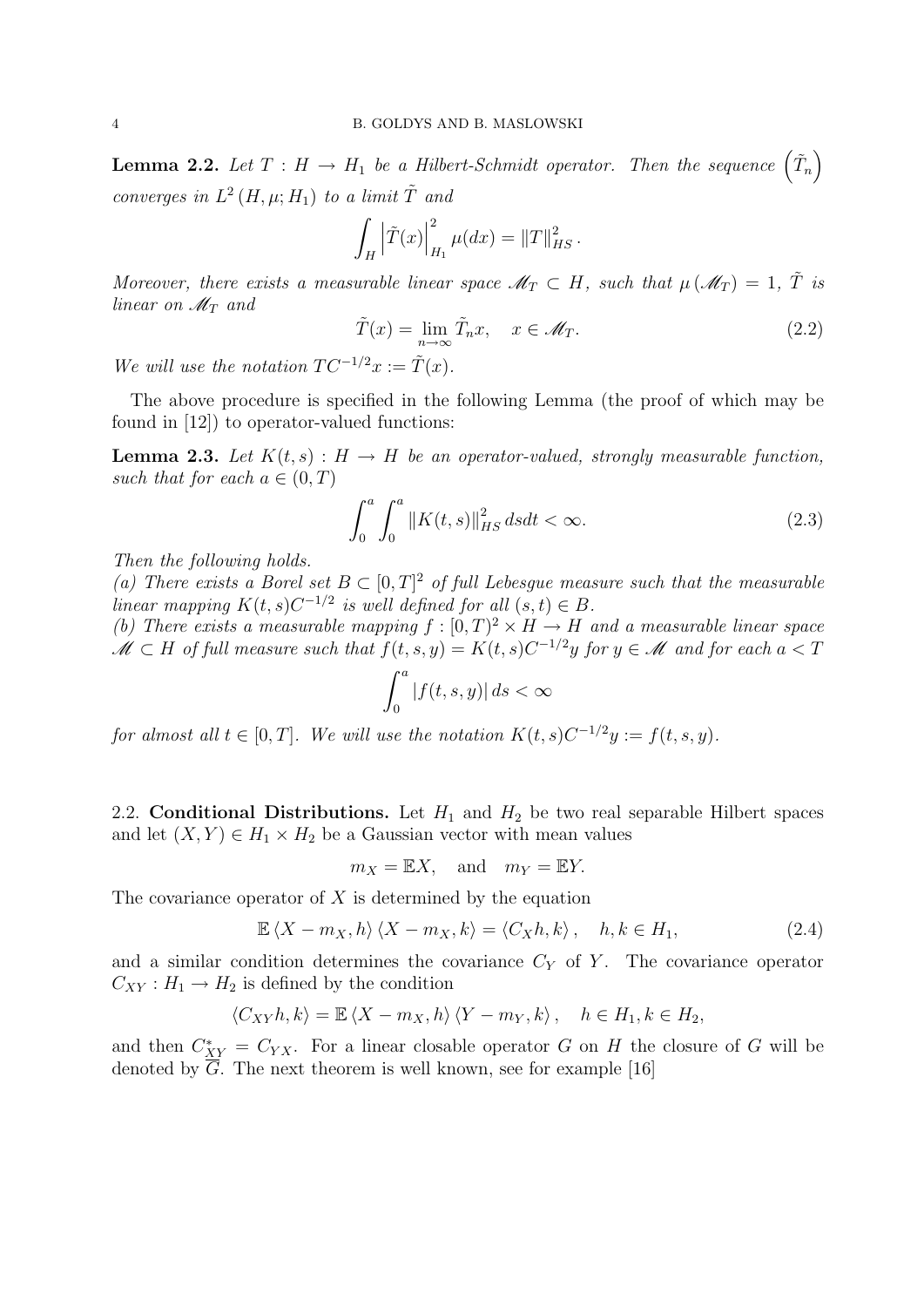**Lemma 2.2.** *Let $T : H \to H_1$ be a Hilbert-Schmidt operator. Then the sequence $\left(\tilde{T}_n\right)$ converges in $L^2(H, \mu; H_1)$ to a limit $\tilde{T}$ and*

$$\int_H \left|\tilde{T}(x)\right|^2_{H_1} \mu(dx) = \|T\|^2_{HS}.$$

*Moreover, there exists a measurable linear space $\mathscr{M}_T \subset H$, such that $\mu(\mathscr{M}_T) = 1$, $\tilde{T}$ is linear on $\mathscr{M}_T$ and*

$$\tilde{T}(x) = \lim_{n\to\infty} \tilde{T}_n x, \quad x \in \mathscr{M}_T. \tag{2.2}$$

*We will use the notation $TC^{-1/2}x := \tilde{T}(x)$.*

The above procedure is specified in the following Lemma (the proof of which may be found in [12]) to operator-valued functions:

**Lemma 2.3.** *Let $K(t,s) : H \to H$ be an operator-valued, strongly measurable function, such that for each $a \in (0,T)$*

$$\int_0^a \int_0^a \|K(t,s)\|^2_{HS}\, ds dt < \infty. \tag{2.3}$$

*Then the following holds.*
*(a) There exists a Borel set $B \subset [0,T]^2$ of full Lebesgue measure such that the measurable linear mapping $K(t,s)C^{-1/2}$ is well defined for all $(s,t) \in B$.*
*(b) There exists a measurable mapping $f : [0,T)^2 \times H \to H$ and a measurable linear space $\mathscr{M} \subset H$ of full measure such that $f(t,s,y) = K(t,s)C^{-1/2}y$ for $y \in \mathscr{M}$ and for each $a < T$*

$$\int_0^a |f(t,s,y)|\, ds < \infty$$

*for almost all $t \in [0,T]$. We will use the notation $K(t,s)C^{-1/2}y := f(t,s,y)$.*

2.2. **Conditional Distributions.** Let $H_1$ and $H_2$ be two real separable Hilbert spaces and let $(X,Y) \in H_1 \times H_2$ be a Gaussian vector with mean values

$$m_X = \mathbb{E}X, \quad \text{and} \quad m_Y = \mathbb{E}Y.$$

The covariance operator of $X$ is determined by the equation

$$\mathbb{E}\left\langle X - m_X, h\right\rangle \left\langle X - m_X, k\right\rangle = \left\langle C_X h, k\right\rangle, \quad h, k \in H_1, \tag{2.4}$$

and a similar condition determines the covariance $C_Y$ of $Y$. The covariance operator $C_{XY} : H_1 \to H_2$ is defined by the condition

$$\left\langle C_{XY} h, k\right\rangle = \mathbb{E}\left\langle X - m_X, h\right\rangle \left\langle Y - m_Y, k\right\rangle, \quad h \in H_1, k \in H_2,$$

and then $C^*_{XY} = C_{YX}$. For a linear closable operator $G$ on $H$ the closure of $G$ will be denoted by $\overline{G}$. The next theorem is well known, see for example [16]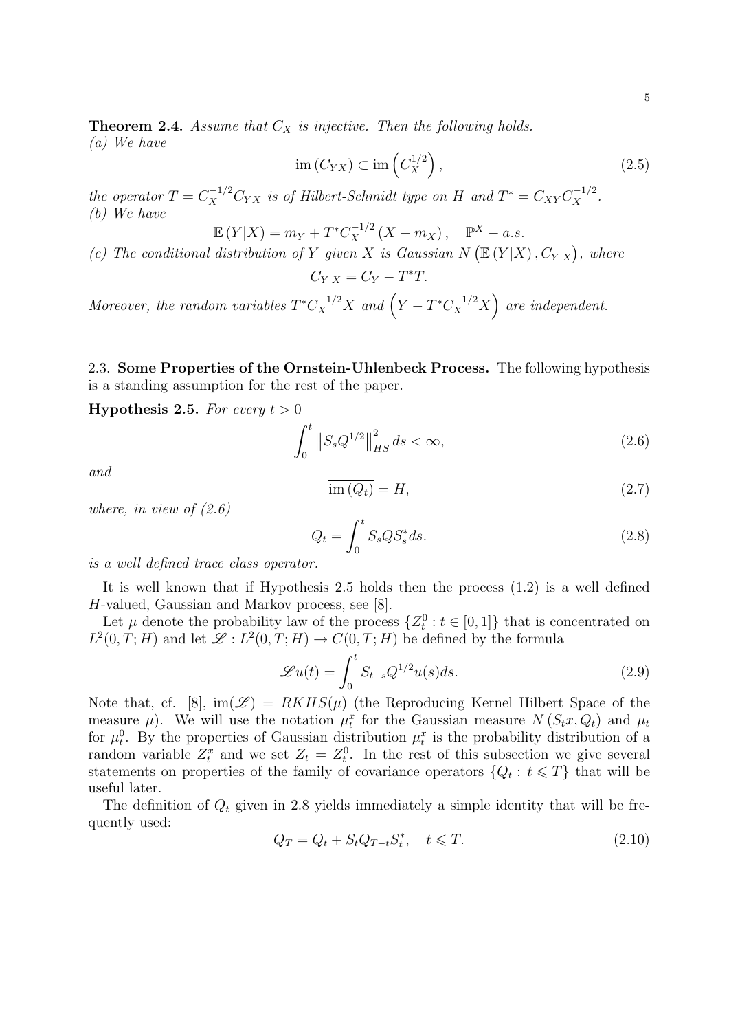**Theorem 2.4.** *Assume that $C_X$ is injective. Then the following holds.*
*(a) We have*

$$\operatorname{im}\left(C_{YX}\right) \subset \operatorname{im}\left(C_X^{1/2}\right), \tag{2.5}$$

*the operator $T = C_X^{-1/2} C_{YX}$ is of Hilbert-Schmidt type on $H$ and $T^* = \overline{C_{XY} C_X^{-1/2}}$.*
*(b) We have*

$$\mathbb{E}\left(Y|X\right) = m_Y + T^* C_X^{-1/2}\left(X - m_X\right), \quad \mathbb{P}^X - a.s.$$

*(c) The conditional distribution of $Y$ given $X$ is Gaussian $N\left(\mathbb{E}\left(Y|X\right), C_{Y|X}\right)$, where*

$$C_{Y|X} = C_Y - T^* T.$$

*Moreover, the random variables $T^* C_X^{-1/2} X$ and $\left(Y - T^* C_X^{-1/2} X\right)$ are independent.*

2.3. **Some Properties of the Ornstein-Uhlenbeck Process.** The following hypothesis is a standing assumption for the rest of the paper.

**Hypothesis 2.5.** *For every $t > 0$*

$$\int_0^t \left\| S_s Q^{1/2} \right\|_{HS}^2 ds < \infty, \tag{2.6}$$

*and*

$$\overline{\operatorname{im}\left(Q_t\right)} = H, \tag{2.7}$$

*where, in view of (2.6)*

$$Q_t = \int_0^t S_s Q S_s^* ds. \tag{2.8}$$

*is a well defined trace class operator.*

It is well known that if Hypothesis 2.5 holds then the process (1.2) is a well defined $H$-valued, Gaussian and Markov process, see [8].

Let $\mu$ denote the probability law of the process $\{Z_t^0 : t \in [0,1]\}$ that is concentrated on $L^2(0,T;H)$ and let $\mathscr{L} : L^2(0,T;H) \to C(0,T;H)$ be defined by the formula

$$\mathscr{L}u(t) = \int_0^t S_{t-s} Q^{1/2} u(s) ds. \tag{2.9}$$

Note that, cf. [8], $\operatorname{im}(\mathscr{L}) = RKHS(\mu)$ (the Reproducing Kernel Hilbert Space of the measure $\mu$). We will use the notation $\mu_t^x$ for the Gaussian measure $N\left(S_t x, Q_t\right)$ and $\mu_t$ for $\mu_t^0$. By the properties of Gaussian distribution $\mu_t^x$ is the probability distribution of a random variable $Z_t^x$ and we set $Z_t = Z_t^0$. In the rest of this subsection we give several statements on properties of the family of covariance operators $\{Q_t : t \leqslant T\}$ that will be useful later.

The definition of $Q_t$ given in 2.8 yields immediately a simple identity that will be frequently used:

$$Q_T = Q_t + S_t Q_{T-t} S_t^*, \quad t \leqslant T. \tag{2.10}$$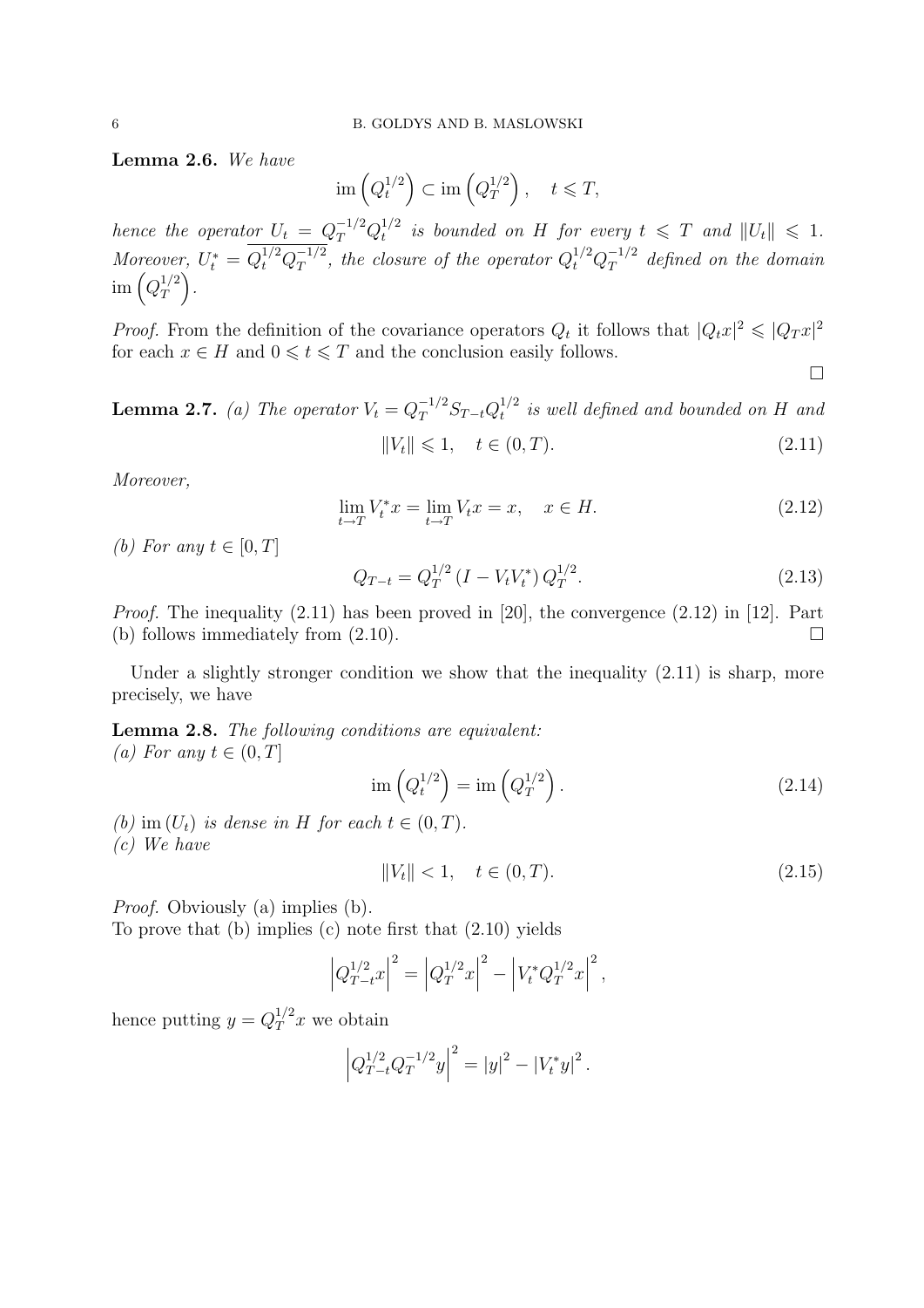**Lemma 2.6.** *We have*

$$\operatorname{im}\left(Q_t^{1/2}\right) \subset \operatorname{im}\left(Q_T^{1/2}\right), \quad t \leqslant T,$$

*hence the operator* $U_t = Q_T^{-1/2} Q_t^{1/2}$ *is bounded on* $H$ *for every* $t \leqslant T$ *and* $\|U_t\| \leqslant 1$. *Moreover,* $U_t^* = \overline{Q_t^{1/2} Q_T^{-1/2}}$*, the closure of the operator* $Q_t^{1/2} Q_T^{-1/2}$ *defined on the domain* $\operatorname{im}\left(Q_T^{1/2}\right)$.

*Proof.* From the definition of the covariance operators $Q_t$ it follows that $|Q_t x|^2 \leqslant |Q_T x|^2$ for each $x \in H$ and $0 \leqslant t \leqslant T$ and the conclusion easily follows. □

**Lemma 2.7.** *(a) The operator* $V_t = Q_T^{-1/2} S_{T-t} Q_t^{1/2}$ *is well defined and bounded on* $H$ *and*

$$\|V_t\| \leqslant 1, \quad t \in (0, T). \tag{2.11}$$

*Moreover,*

$$\lim_{t \to T} V_t^* x = \lim_{t \to T} V_t x = x, \quad x \in H. \tag{2.12}$$

*(b) For any* $t \in [0, T]$

$$Q_{T-t} = Q_T^{1/2} \left(I - V_t V_t^*\right) Q_T^{1/2}. \tag{2.13}$$

*Proof.* The inequality (2.11) has been proved in [20], the convergence (2.12) in [12]. Part (b) follows immediately from (2.10). □

Under a slightly stronger condition we show that the inequality (2.11) is sharp, more precisely, we have

**Lemma 2.8.** *The following conditions are equivalent:*
*(a) For any* $t \in (0, T]$

$$\operatorname{im}\left(Q_t^{1/2}\right) = \operatorname{im}\left(Q_T^{1/2}\right). \tag{2.14}$$

*(b)* $\operatorname{im}(U_t)$ *is dense in* $H$ *for each* $t \in (0, T)$.
*(c) We have*

$$\|V_t\| < 1, \quad t \in (0, T). \tag{2.15}$$

*Proof.* Obviously (a) implies (b).
To prove that (b) implies (c) note first that (2.10) yields

$$\left|Q_{T-t}^{1/2} x\right|^2 = \left|Q_T^{1/2} x\right|^2 - \left|V_t^* Q_T^{1/2} x\right|^2,$$

hence putting $y = Q_T^{1/2} x$ we obtain

$$\left|Q_{T-t}^{1/2} Q_T^{-1/2} y\right|^2 = |y|^2 - |V_t^* y|^2.$$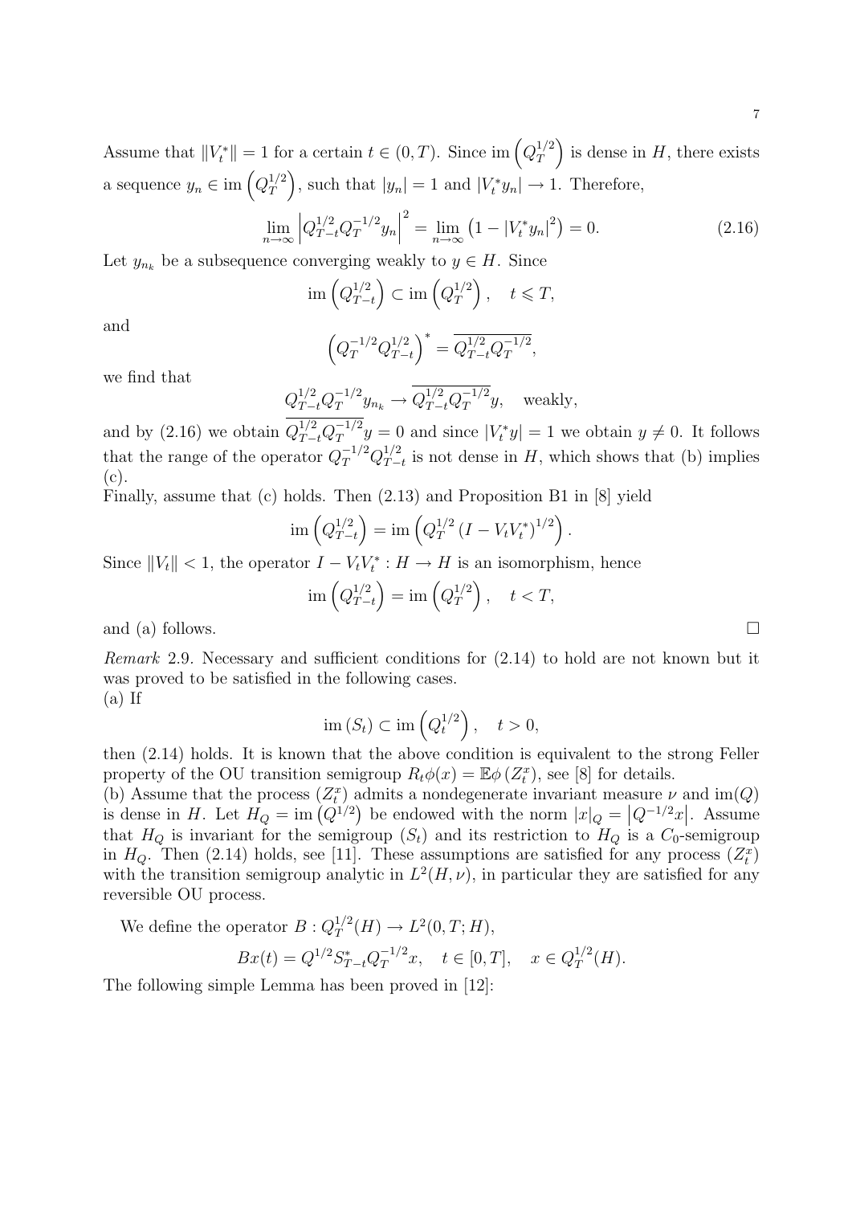Assume that $\|V_t^*\| = 1$ for a certain $t \in (0,T)$. Since $\operatorname{im}\left(Q_T^{1/2}\right)$ is dense in $H$, there exists a sequence $y_n \in \operatorname{im}\left(Q_T^{1/2}\right)$, such that $|y_n| = 1$ and $|V_t^* y_n| \to 1$. Therefore,

$$\lim_{n\to\infty} \left|Q_{T-t}^{1/2} Q_T^{-1/2} y_n\right|^2 = \lim_{n\to\infty}\left(1 - |V_t^* y_n|^2\right) = 0. \tag{2.16}$$

Let $y_{n_k}$ be a subsequence converging weakly to $y \in H$. Since

$$\operatorname{im}\left(Q_{T-t}^{1/2}\right) \subset \operatorname{im}\left(Q_T^{1/2}\right), \quad t \leqslant T,$$

and

$$\left(Q_T^{-1/2} Q_{T-t}^{1/2}\right)^* = \overline{Q_{T-t}^{1/2} Q_T^{-1/2}},$$

we find that

$$Q_{T-t}^{1/2} Q_T^{-1/2} y_{n_k} \to \overline{Q_{T-t}^{1/2} Q_T^{-1/2}} y, \quad \text{weakly},$$

and by (2.16) we obtain $\overline{Q_{T-t}^{1/2} Q_T^{-1/2}} y = 0$ and since $|V_t^* y| = 1$ we obtain $y \neq 0$. It follows that the range of the operator $Q_T^{-1/2} Q_{T-t}^{1/2}$ is not dense in $H$, which shows that (b) implies (c).
Finally, assume that (c) holds. Then (2.13) and Proposition B1 in [8] yield

$$\operatorname{im}\left(Q_{T-t}^{1/2}\right) = \operatorname{im}\left(Q_T^{1/2}\left(I - V_t V_t^*\right)^{1/2}\right).$$

Since $\|V_t\| < 1$, the operator $I - V_t V_t^* : H \to H$ is an isomorphism, hence

$$\operatorname{im}\left(Q_{T-t}^{1/2}\right) = \operatorname{im}\left(Q_T^{1/2}\right), \quad t < T,$$

and (a) follows. $\square$

*Remark* 2.9. Necessary and sufficient conditions for (2.14) to hold are not known but it was proved to be satisfied in the following cases.
(a) If

$$\operatorname{im}(S_t) \subset \operatorname{im}\left(Q_t^{1/2}\right), \quad t > 0,$$

then (2.14) holds. It is known that the above condition is equivalent to the strong Feller property of the OU transition semigroup $R_t\phi(x) = \mathbb{E}\phi\left(Z_t^x\right)$, see [8] for details.
(b) Assume that the process $\left(Z_t^x\right)$ admits a nondegenerate invariant measure $\nu$ and $\operatorname{im}(Q)$ is dense in $H$. Let $H_Q = \operatorname{im}\left(Q^{1/2}\right)$ be endowed with the norm $|x|_Q = \left|Q^{-1/2}x\right|$. Assume that $H_Q$ is invariant for the semigroup $(S_t)$ and its restriction to $H_Q$ is a $C_0$-semigroup in $H_Q$. Then (2.14) holds, see [11]. These assumptions are satisfied for any process $\left(Z_t^x\right)$ with the transition semigroup analytic in $L^2(H,\nu)$, in particular they are satisfied for any reversible OU process.

We define the operator $B : Q_T^{1/2}(H) \to L^2(0,T;H)$,

$$Bx(t) = Q^{1/2} S_{T-t}^* Q_T^{-1/2} x, \quad t \in [0,T], \quad x \in Q_T^{1/2}(H).$$

The following simple Lemma has been proved in [12]: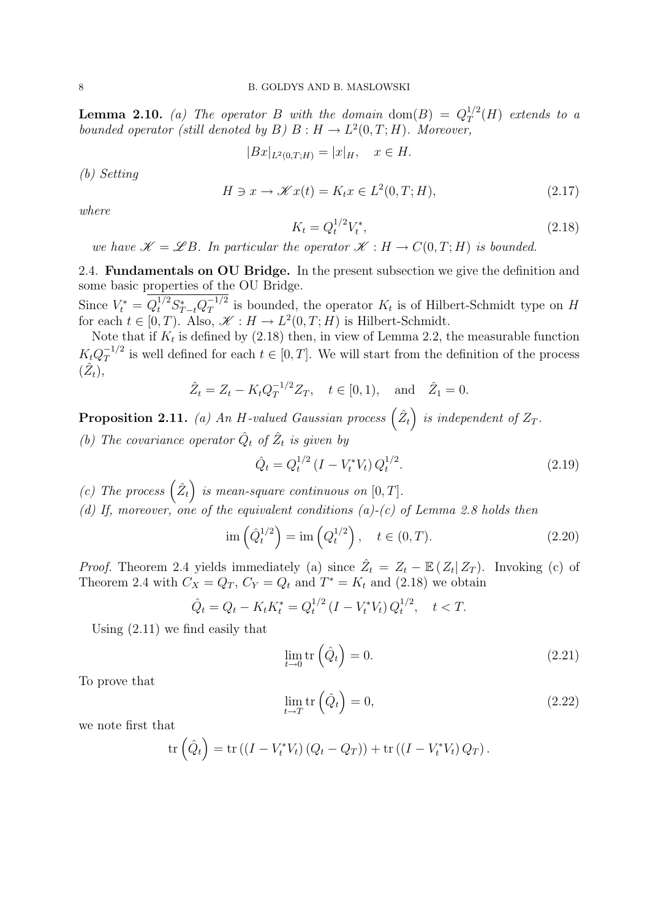**Lemma 2.10.** *(a) The operator $B$ with the domain $\mathrm{dom}(B) = Q_T^{1/2}(H)$ extends to a bounded operator (still denoted by $B$) $B : H \to L^2(0,T;H)$. Moreover,*

$$|Bx|_{L^2(0,T;H)} = |x|_H, \quad x \in H.$$

*(b) Setting*

$$H \ni x \to \mathscr{K}x(t) = K_t x \in L^2(0,T;H), \tag{2.17}$$

*where*

$$K_t = Q_t^{1/2} V_t^*, \tag{2.18}$$

*we have $\mathscr{K} = \mathscr{L}B$. In particular the operator $\mathscr{K} : H \to C(0,T;H)$ is bounded.*

## 2.4. Fundamentals on OU Bridge.

In the present subsection we give the definition and some basic properties of the OU Bridge.

Since $V_t^* = \overline{Q_t^{1/2} S_{T-t}^* Q_T^{-1/2}}$ is bounded, the operator $K_t$ is of Hilbert-Schmidt type on $H$ for each $t \in [0,T)$. Also, $\mathscr{K} : H \to L^2(0,T;H)$ is Hilbert-Schmidt.

Note that if $K_t$ is defined by (2.18) then, in view of Lemma 2.2, the measurable function $K_t Q_T^{-1/2}$ is well defined for each $t \in [0,T]$. We will start from the definition of the process $(\hat{Z}_t)$,

$$\hat{Z}_t = Z_t - K_t Q_T^{-1/2} Z_T, \quad t \in [0,1), \quad \text{and} \quad \hat{Z}_1 = 0.$$

**Proposition 2.11.** *(a) An $H$-valued Gaussian process $\left(\hat{Z}_t\right)$ is independent of $Z_T$.*

*(b) The covariance operator $\hat{Q}_t$ of $\hat{Z}_t$ is given by*

$$\hat{Q}_t = Q_t^{1/2} \left(I - V_t^* V_t\right) Q_t^{1/2}. \tag{2.19}$$

*(c) The process $\left(\hat{Z}_t\right)$ is mean-square continuous on $[0,T]$.*

*(d) If, moreover, one of the equivalent conditions (a)-(c) of Lemma 2.8 holds then*

$$\mathrm{im}\left(\hat{Q}_t^{1/2}\right) = \mathrm{im}\left(Q_t^{1/2}\right), \quad t \in (0,T). \tag{2.20}$$

*Proof.* Theorem 2.4 yields immediately (a) since $\hat{Z}_t = Z_t - \mathbb{E}\left(Z_t \middle| Z_T\right)$. Invoking (c) of Theorem 2.4 with $C_X = Q_T$, $C_Y = Q_t$ and $T^* = K_t$ and (2.18) we obtain

$$\hat{Q}_t = Q_t - K_t K_t^* = Q_t^{1/2} \left(I - V_t^* V_t\right) Q_t^{1/2}, \quad t < T.$$

Using (2.11) we find easily that

$$\lim_{t \to 0} \mathrm{tr}\left(\hat{Q}_t\right) = 0. \tag{2.21}$$

To prove that

$$\lim_{t \to T} \mathrm{tr}\left(\hat{Q}_t\right) = 0, \tag{2.22}$$

we note first that

$$\mathrm{tr}\left(\hat{Q}_t\right) = \mathrm{tr}\left(\left(I - V_t^* V_t\right)\left(Q_t - Q_T\right)\right) + \mathrm{tr}\left(\left(I - V_t^* V_t\right) Q_T\right).$$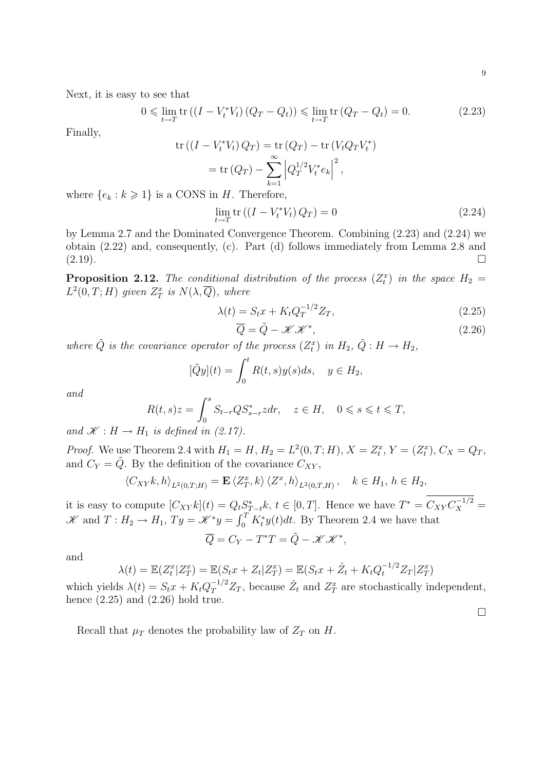Next, it is easy to see that

$$0 \leqslant \lim_{t\to T} \operatorname{tr}\left(\left(I - V_t^* V_t\right)\left(Q_T - Q_t\right)\right) \leqslant \lim_{t\to T} \operatorname{tr}\left(Q_T - Q_t\right) = 0. \tag{2.23}$$

Finally,

$$\begin{aligned}
\operatorname{tr}\left(\left(I - V_t^* V_t\right) Q_T\right) &= \operatorname{tr}\left(Q_T\right) - \operatorname{tr}\left(V_t Q_T V_t^*\right) \\
&= \operatorname{tr}\left(Q_T\right) - \sum_{k=1}^{\infty} \left| Q_T^{1/2} V_t^* e_k \right|^2,
\end{aligned}$$

where $\{e_k : k \geqslant 1\}$ is a CONS in $H$. Therefore,

$$\lim_{t\to T} \operatorname{tr}\left(\left(I - V_t^* V_t\right) Q_T\right) = 0 \tag{2.24}$$

by Lemma 2.7 and the Dominated Convergence Theorem. Combining (2.23) and (2.24) we obtain (2.22) and, consequently, (c). Part (d) follows immediately from Lemma 2.8 and (2.19). $\square$

**Proposition 2.12.** *The conditional distribution of the process $(Z_t^x)$ in the space $H_2 = L^2(0,T;H)$ given $Z_T^x$ is $N(\lambda, \overline{Q})$, where*

$$\lambda(t) = S_t x + K_t Q_T^{-1/2} Z_T, \tag{2.25}$$

$$\overline{Q} = \tilde{Q} - \mathscr{K}\mathscr{K}^*, \tag{2.26}$$

*where $\tilde{Q}$ is the covariance operator of the process $(Z_t^x)$ in $H_2$, $\tilde{Q} : H \to H_2$,*

$$[\tilde{Q}y](t) = \int_0^t R(t,s) y(s) ds, \quad y \in H_2,$$

*and*

$$R(t,s)z = \int_0^s S_{t-r} Q S_{s-r}^* z dr, \quad z \in H, \quad 0 \leqslant s \leqslant t \leqslant T,$$

*and $\mathscr{K} : H \to H_1$ is defined in (2.17).*

*Proof.* We use Theorem 2.4 with $H_1 = H$, $H_2 = L^2(0,T;H)$, $X = Z_t^x$, $Y = (Z_t^x)$, $C_X = Q_T$, and $C_Y = \tilde{Q}$. By the definition of the covariance $C_{XY}$,

$$\langle C_{XY} k, h \rangle_{L^2(0,T;H)} = \mathbf{E} \langle Z_T^x, k \rangle \langle Z^x, h \rangle_{L^2(0,T,H)}, \quad k \in H_1,\ h \in H_2,$$

it is easy to compute $[C_{XY} k](t) = Q_t S_{T-t}^* k$, $t \in [0,T]$. Hence we have $T^* = \overline{C_{XY} C_X^{-1/2}} = \mathscr{K}$ and $T : H_2 \to H_1$, $Ty = \mathscr{K}^* y = \int_0^T K_t^* y(t) dt$. By Theorem 2.4 we have that

$$\overline{Q} = C_Y - T^* T = \tilde{Q} - \mathscr{K}\mathscr{K}^*,$$

and

$$\lambda(t) = \mathbb{E}(Z_t^x | Z_T^x) = \mathbb{E}(S_t x + Z_t | Z_T^x) = \mathbb{E}(S_t x + \hat{Z}_t + K_t Q_t^{-1/2} Z_T | Z_T^x)$$

which yields $\lambda(t) = S_t x + K_t Q_T^{-1/2} Z_T$, because $\hat{Z}_t$ and $Z_T^x$ are stochastically independent, hence (2.25) and (2.26) hold true.

$\square$

Recall that $\mu_T$ denotes the probability law of $Z_T$ on $H$.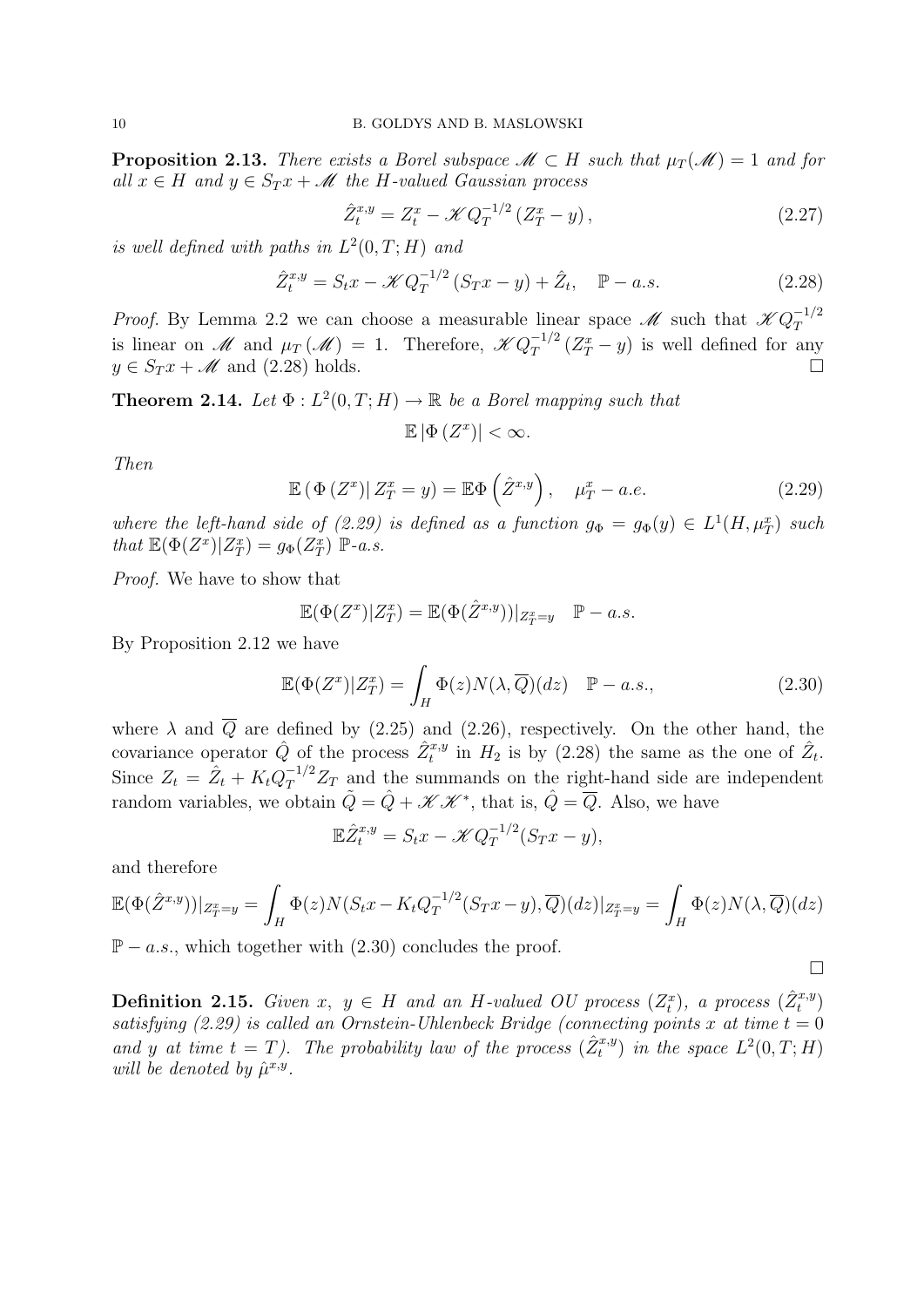**Proposition 2.13.** *There exists a Borel subspace $\mathscr{M} \subset H$ such that $\mu_T(\mathscr{M}) = 1$ and for all $x \in H$ and $y \in S_T x + \mathscr{M}$ the $H$-valued Gaussian process*

$$\hat{Z}_t^{x,y} = Z_t^x - \mathscr{K} Q_T^{-1/2} \left( Z_T^x - y \right), \tag{2.27}$$

*is well defined with paths in $L^2(0,T;H)$ and*

$$\hat{Z}_t^{x,y} = S_t x - \mathscr{K} Q_T^{-1/2} \left( S_T x - y \right) + \hat{Z}_t, \quad \mathbb{P} - a.s. \tag{2.28}$$

*Proof.* By Lemma 2.2 we can choose a measurable linear space $\mathscr{M}$ such that $\mathscr{K} Q_T^{-1/2}$ is linear on $\mathscr{M}$ and $\mu_T(\mathscr{M}) = 1$. Therefore, $\mathscr{K} Q_T^{-1/2} (Z_T^x - y)$ is well defined for any $y \in S_T x + \mathscr{M}$ and (2.28) holds. □

**Theorem 2.14.** *Let $\Phi : L^2(0,T;H) \to \mathbb{R}$ be a Borel mapping such that*

$$\mathbb{E} \left| \Phi \left( Z^x \right) \right| < \infty.$$

*Then*

$$\mathbb{E} \left( \Phi \left( Z^x \right) \middle| Z_T^x = y \right) = \mathbb{E} \Phi \left( \hat{Z}^{x,y} \right), \quad \mu_T^x - a.e. \tag{2.29}$$

*where the left-hand side of (2.29) is defined as a function $g_\Phi = g_\Phi(y) \in L^1(H, \mu_T^x)$ such that $\mathbb{E}(\Phi(Z^x)|Z_T^x) = g_\Phi(Z_T^x)$ $\mathbb{P}$-a.s.*

*Proof.* We have to show that

$$\mathbb{E}(\Phi(Z^x)|Z_T^x) = \mathbb{E}(\Phi(\hat{Z}^{x,y}))|_{Z_T^x = y} \quad \mathbb{P} - a.s.$$

By Proposition 2.12 we have

$$\mathbb{E}(\Phi(Z^x)|Z_T^x) = \int_H \Phi(z) N(\lambda, \overline{Q})(dz) \quad \mathbb{P} - a.s., \tag{2.30}$$

where $\lambda$ and $\overline{Q}$ are defined by (2.25) and (2.26), respectively. On the other hand, the covariance operator $\hat{Q}$ of the process $\hat{Z}_t^{x,y}$ in $H_2$ is by (2.28) the same as the one of $\hat{Z}_t$. Since $Z_t = \hat{Z}_t + K_t Q_T^{-1/2} Z_T$ and the summands on the right-hand side are independent random variables, we obtain $\tilde{Q} = \hat{Q} + \mathscr{K}\mathscr{K}^*$, that is, $\hat{Q} = \overline{Q}$. Also, we have

$$\mathbb{E} \hat{Z}_t^{x,y} = S_t x - \mathscr{K} Q_T^{-1/2} (S_T x - y),$$

and therefore

$$\mathbb{E}(\Phi(\hat{Z}^{x,y}))|_{Z_T^x = y} = \int_H \Phi(z) N(S_t x - K_t Q_T^{-1/2} (S_T x - y), \overline{Q})(dz)|_{Z_T^x = y} = \int_H \Phi(z) N(\lambda, \overline{Q})(dz)$$

$\mathbb{P} - a.s.$, which together with (2.30) concludes the proof.

□

**Definition 2.15.** *Given $x$, $y \in H$ and an $H$-valued OU process $(Z_t^x)$, a process $(\hat{Z}_t^{x,y})$ satisfying (2.29) is called an Ornstein-Uhlenbeck Bridge (connecting points $x$ at time $t = 0$ and $y$ at time $t = T$). The probability law of the process $(\hat{Z}_t^{x,y})$ in the space $L^2(0,T;H)$ will be denoted by $\hat{\mu}^{x,y}$.*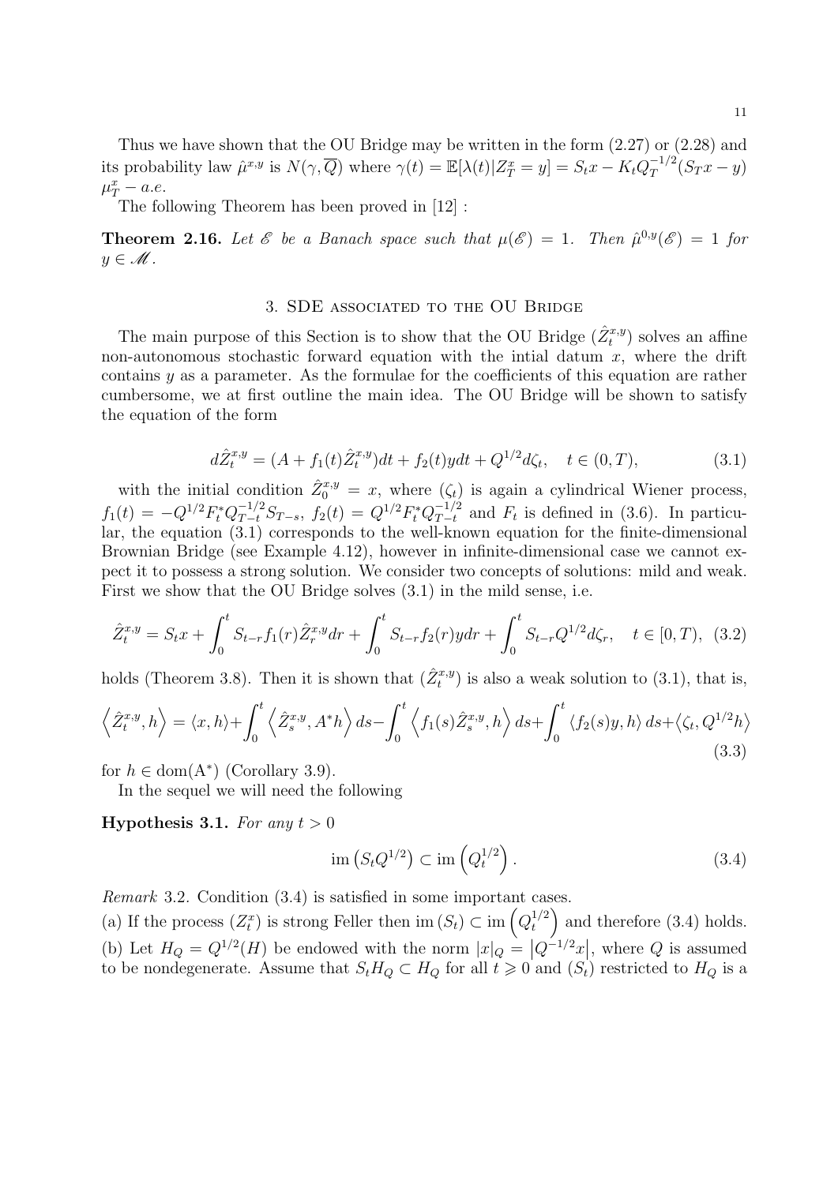Thus we have shown that the OU Bridge may be written in the form (2.27) or (2.28) and its probability law $\hat{\mu}^{x,y}$ is $N(\gamma, \overline{Q})$ where $\gamma(t) = \mathbb{E}[\lambda(t)|Z_T^x = y] = S_t x - K_t Q_T^{-1/2}(S_T x - y)$ $\mu_T^x - a.e.$

The following Theorem has been proved in [12] :

**Theorem 2.16.** *Let $\mathscr{E}$ be a Banach space such that $\mu(\mathscr{E}) = 1$. Then $\hat{\mu}^{0,y}(\mathscr{E}) = 1$ for $y \in \mathscr{M}$.*

## 3. SDE associated to the OU Bridge

The main purpose of this Section is to show that the OU Bridge $(\hat{Z}_t^{x,y})$ solves an affine non-autonomous stochastic forward equation with the intial datum $x$, where the drift contains $y$ as a parameter. As the formulae for the coefficients of this equation are rather cumbersome, we at first outline the main idea. The OU Bridge will be shown to satisfy the equation of the form

$$d\hat{Z}_t^{x,y} = (A + f_1(t)\hat{Z}_t^{x,y})dt + f_2(t)y dt + Q^{1/2} d\zeta_t, \quad t \in (0,T), \tag{3.1}$$

with the initial condition $\hat{Z}_0^{x,y} = x$, where $(\zeta_t)$ is again a cylindrical Wiener process, $f_1(t) = -Q^{1/2}F_t^* Q_{T-t}^{-1/2} S_{T-s}$, $f_2(t) = Q^{1/2}F_t^* Q_{T-t}^{-1/2}$ and $F_t$ is defined in (3.6). In particular, the equation (3.1) corresponds to the well-known equation for the finite-dimensional Brownian Bridge (see Example 4.12), however in infinite-dimensional case we cannot expect it to possess a strong solution. We consider two concepts of solutions: mild and weak. First we show that the OU Bridge solves (3.1) in the mild sense, i.e.

$$\hat{Z}_t^{x,y} = S_t x + \int_0^t S_{t-r} f_1(r)\hat{Z}_r^{x,y} dr + \int_0^t S_{t-r} f_2(r) y dr + \int_0^t S_{t-r} Q^{1/2} d\zeta_r, \quad t \in [0,T), \tag{3.2}$$

holds (Theorem 3.8). Then it is shown that $(\hat{Z}_t^{x,y})$ is also a weak solution to (3.1), that is,

$$\left\langle \hat{Z}_t^{x,y}, h \right\rangle = \langle x, h\rangle + \int_0^t \left\langle \hat{Z}_s^{x,y}, A^* h \right\rangle ds - \int_0^t \left\langle f_1(s)\hat{Z}_s^{x,y}, h \right\rangle ds + \int_0^t \langle f_2(s) y, h\rangle ds + \left\langle \zeta_t, Q^{1/2} h \right\rangle \tag{3.3}$$

for $h \in \mathrm{dom}(\mathrm{A}^*)$ (Corollary 3.9).

In the sequel we will need the following

**Hypothesis 3.1.** *For any $t > 0$*

$$\mathrm{im}\left(S_t Q^{1/2}\right) \subset \mathrm{im}\left(Q_t^{1/2}\right). \tag{3.4}$$

*Remark* 3.2. Condition (3.4) is satisfied in some important cases.

(a) If the process $(Z_t^x)$ is strong Feller then $\mathrm{im}\,(S_t) \subset \mathrm{im}\left(Q_t^{1/2}\right)$ and therefore (3.4) holds.

(b) Let $H_Q = Q^{1/2}(H)$ be endowed with the norm $|x|_Q = \left|Q^{-1/2}x\right|$, where $Q$ is assumed to be nondegenerate. Assume that $S_t H_Q \subset H_Q$ for all $t \geqslant 0$ and $(S_t)$ restricted to $H_Q$ is a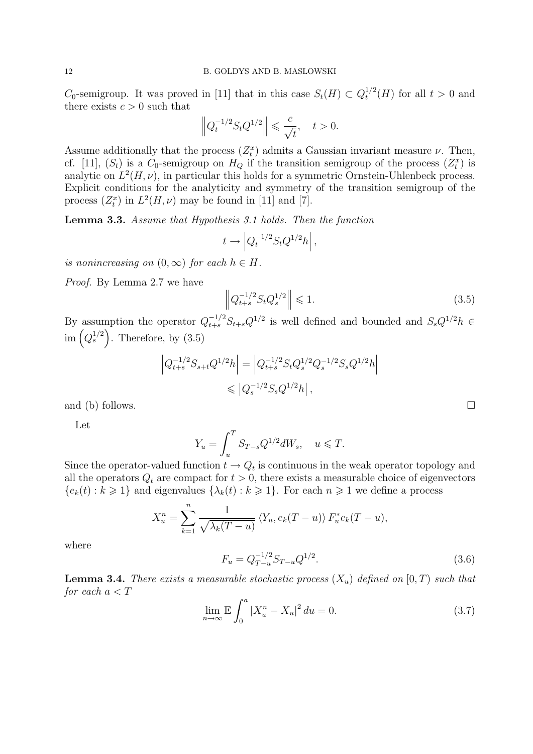$C_0$-semigroup. It was proved in [11] that in this case $S_t(H) \subset Q_t^{1/2}(H)$ for all $t > 0$ and there exists $c > 0$ such that

$$\left\| Q_t^{-1/2} S_t Q^{1/2} \right\| \leqslant \frac{c}{\sqrt{t}}, \quad t > 0.$$

Assume additionally that the process $(Z_t^x)$ admits a Gaussian invariant measure $\nu$. Then, cf. [11], $(S_t)$ is a $C_0$-semigroup on $H_Q$ if the transition semigroup of the process $(Z_t^x)$ is analytic on $L^2(H, \nu)$, in particular this holds for a symmetric Ornstein-Uhlenbeck process. Explicit conditions for the analyticity and symmetry of the transition semigroup of the process $(Z_t^x)$ in $L^2(H, \nu)$ may be found in [11] and [7].

**Lemma 3.3.** *Assume that Hypothesis 3.1 holds. Then the function*

$$t \to \left| Q_t^{-1/2} S_t Q^{1/2} h \right|,$$

*is nonincreasing on $(0, \infty)$ for each $h \in H$.*

*Proof.* By Lemma 2.7 we have

$$\left\| Q_{t+s}^{-1/2} S_t Q_s^{1/2} \right\| \leqslant 1. \tag{3.5}$$

By assumption the operator $Q_{t+s}^{-1/2} S_{t+s} Q^{1/2}$ is well defined and bounded and $S_s Q^{1/2} h \in \operatorname{im}\left( Q_s^{1/2} \right)$. Therefore, by (3.5)

$$\begin{aligned} \left| Q_{t+s}^{-1/2} S_{s+t} Q^{1/2} h \right| &= \left| Q_{t+s}^{-1/2} S_t Q_s^{1/2} Q_s^{-1/2} S_s Q^{1/2} h \right| \\ &\leqslant \left| Q_s^{-1/2} S_s Q^{1/2} h \right|, \end{aligned}$$

and (b) follows. $\square$

Let

$$Y_u = \int_u^T S_{T-s} Q^{1/2} dW_s, \quad u \leqslant T.$$

Since the operator-valued function $t \to Q_t$ is continuous in the weak operator topology and all the operators $Q_t$ are compact for $t > 0$, there exists a measurable choice of eigenvectors $\{e_k(t) : k \geqslant 1\}$ and eigenvalues $\{\lambda_k(t) : k \geqslant 1\}$. For each $n \geqslant 1$ we define a process

$$X_u^n = \sum_{k=1}^{n} \frac{1}{\sqrt{\lambda_k(T-u)}} \left\langle Y_u, e_k(T-u) \right\rangle F_u^* e_k(T-u),$$

where

$$F_u = Q_{T-u}^{-1/2} S_{T-u} Q^{1/2}. \tag{3.6}$$

**Lemma 3.4.** *There exists a measurable stochastic process $(X_u)$ defined on $[0, T)$ such that for each $a < T$*

$$\lim_{n \to \infty} \mathbb{E} \int_0^a \left| X_u^n - X_u \right|^2 du = 0. \tag{3.7}$$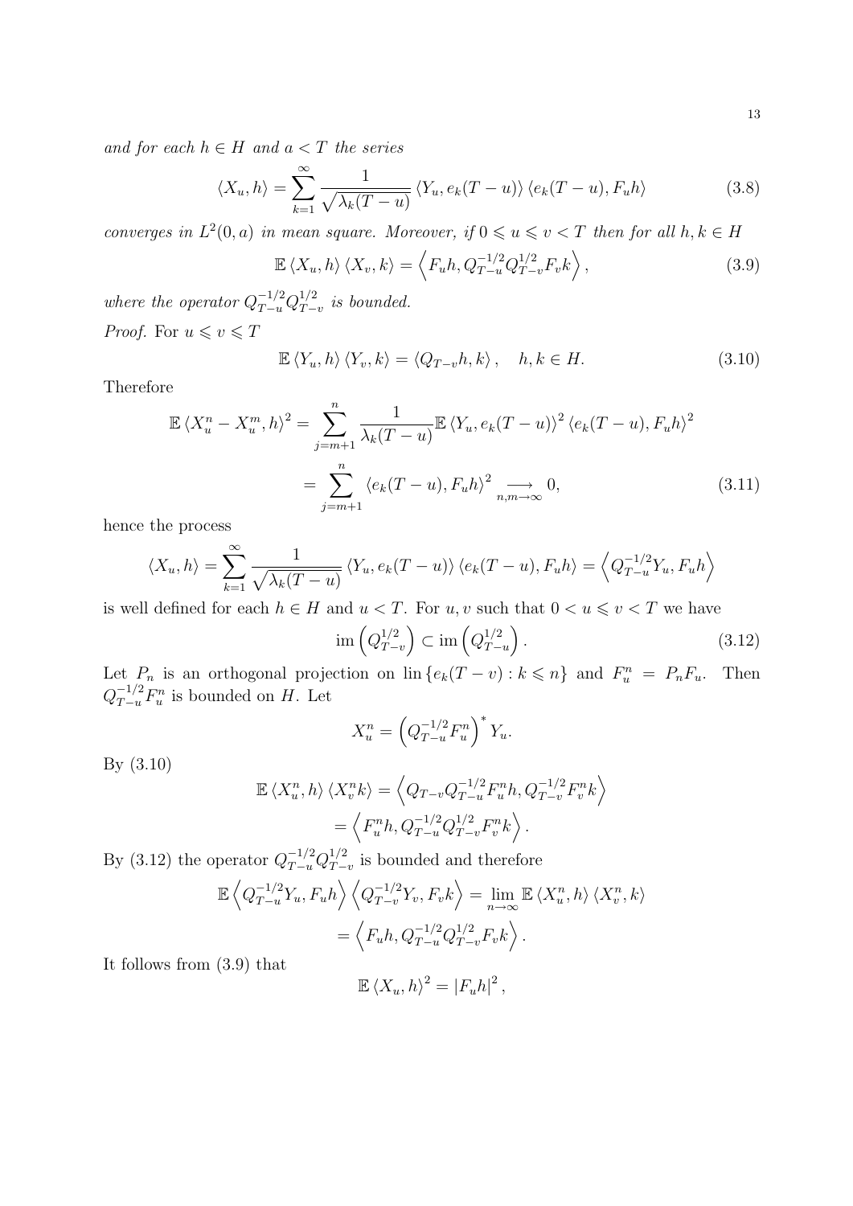*and for each $h \in H$ and $a < T$ the series*

$$\langle X_u, h\rangle = \sum_{k=1}^{\infty} \frac{1}{\sqrt{\lambda_k(T-u)}} \langle Y_u, e_k(T-u)\rangle \langle e_k(T-u), F_u h\rangle \tag{3.8}$$

*converges in $L^2(0,a)$ in mean square. Moreover, if $0 \leqslant u \leqslant v < T$ then for all $h, k \in H$*

$$\mathbb{E}\langle X_u, h\rangle \langle X_v, k\rangle = \left\langle F_u h, Q_{T-u}^{-1/2} Q_{T-v}^{1/2} F_v k\right\rangle, \tag{3.9}$$

*where the operator $Q_{T-u}^{-1/2} Q_{T-v}^{1/2}$ is bounded.*

*Proof.* For $u \leqslant v \leqslant T$

$$\mathbb{E}\langle Y_u, h\rangle \langle Y_v, k\rangle = \langle Q_{T-v} h, k\rangle, \quad h, k \in H. \tag{3.10}$$

Therefore

$$\begin{aligned}\mathbb{E}\langle X_u^n - X_u^m, h\rangle^2 &= \sum_{j=m+1}^{n} \frac{1}{\lambda_k(T-u)} \mathbb{E}\langle Y_u, e_k(T-u)\rangle^2 \langle e_k(T-u), F_u h\rangle^2 \\ &= \sum_{j=m+1}^{n} \langle e_k(T-u), F_u h\rangle^2 \underset{n,m\to\infty}{\longrightarrow} 0,\end{aligned} \tag{3.11}$$

hence the process

$$\langle X_u, h\rangle = \sum_{k=1}^{\infty} \frac{1}{\sqrt{\lambda_k(T-u)}} \langle Y_u, e_k(T-u)\rangle \langle e_k(T-u), F_u h\rangle = \left\langle Q_{T-u}^{-1/2} Y_u, F_u h\right\rangle$$

is well defined for each $h \in H$ and $u < T$. For $u, v$ such that $0 < u \leqslant v < T$ we have

$$\operatorname{im}\left(Q_{T-v}^{1/2}\right) \subset \operatorname{im}\left(Q_{T-u}^{1/2}\right). \tag{3.12}$$

Let $P_n$ is an orthogonal projection on $\operatorname{lin}\{e_k(T-v) : k \leqslant n\}$ and $F_u^n = P_n F_u$. Then $Q_{T-u}^{-1/2} F_u^n$ is bounded on $H$. Let

$$X_u^n = \left(Q_{T-u}^{-1/2} F_u^n\right)^* Y_u.$$

By (3.10)

$$\begin{aligned}\mathbb{E}\langle X_u^n, h\rangle \langle X_v^n k\rangle &= \left\langle Q_{T-v} Q_{T-u}^{-1/2} F_u^n h, Q_{T-v}^{-1/2} F_v^n k\right\rangle \\ &= \left\langle F_u^n h, Q_{T-u}^{-1/2} Q_{T-v}^{1/2} F_v^n k\right\rangle.\end{aligned}$$

By (3.12) the operator $Q_{T-u}^{-1/2} Q_{T-v}^{1/2}$ is bounded and therefore

$$\begin{aligned}\mathbb{E}\left\langle Q_{T-u}^{-1/2} Y_u, F_u h\right\rangle \left\langle Q_{T-v}^{-1/2} Y_v, F_v k\right\rangle &= \lim_{n\to\infty} \mathbb{E}\langle X_u^n, h\rangle \langle X_v^n, k\rangle \\ &= \left\langle F_u h, Q_{T-u}^{-1/2} Q_{T-v}^{1/2} F_v k\right\rangle.\end{aligned}$$

It follows from (3.9) that

$$\mathbb{E}\langle X_u, h\rangle^2 = |F_u h|^2,$$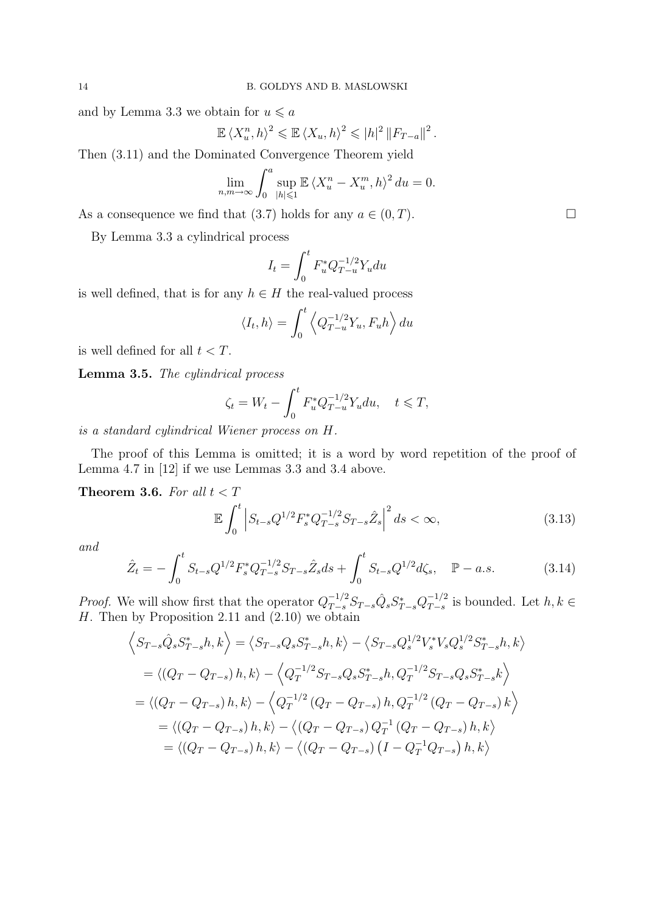and by Lemma 3.3 we obtain for $u \leqslant a$

$$\mathbb{E}\left\langle X_u^n, h\right\rangle^2 \leqslant \mathbb{E}\left\langle X_u, h\right\rangle^2 \leqslant |h|^2\left\|F_{T-a}\right\|^2.$$

Then (3.11) and the Dominated Convergence Theorem yield

$$\lim_{n,m\to\infty}\int_0^a \sup_{|h|\leqslant 1}\mathbb{E}\left\langle X_u^n - X_u^m, h\right\rangle^2 du = 0.$$

As a consequence we find that (3.7) holds for any $a \in (0,T)$. □

By Lemma 3.3 a cylindrical process

$$I_t = \int_0^t F_u^* Q_{T-u}^{-1/2} Y_u du$$

is well defined, that is for any $h \in H$ the real-valued process

$$\langle I_t, h\rangle = \int_0^t \left\langle Q_{T-u}^{-1/2} Y_u, F_u h\right\rangle du$$

is well defined for all $t < T$.

**Lemma 3.5.** *The cylindrical process*

$$\zeta_t = W_t - \int_0^t F_u^* Q_{T-u}^{-1/2} Y_u du, \quad t \leqslant T,$$

*is a standard cylindrical Wiener process on $H$.*

The proof of this Lemma is omitted; it is a word by word repetition of the proof of Lemma 4.7 in [12] if we use Lemmas 3.3 and 3.4 above.

**Theorem 3.6.** *For all $t < T$*

$$\mathbb{E}\int_0^t \left|S_{t-s} Q^{1/2} F_s^* Q_{T-s}^{-1/2} S_{T-s}\hat{Z}_s\right|^2 ds < \infty, \tag{3.13}$$

*and*

$$\hat{Z}_t = -\int_0^t S_{t-s} Q^{1/2} F_s^* Q_{T-s}^{-1/2} S_{T-s}\hat{Z}_s ds + \int_0^t S_{t-s} Q^{1/2} d\zeta_s, \quad \mathbb{P}-a.s. \tag{3.14}$$

*Proof.* We will show first that the operator $Q_{T-s}^{-1/2} S_{T-s}\hat{Q}_s S_{T-s}^* Q_{T-s}^{-1/2}$ is bounded. Let $h, k \in H$. Then by Proposition 2.11 and (2.10) we obtain

$$\begin{aligned}
\left\langle S_{T-s}\hat{Q}_s S_{T-s}^* h, k\right\rangle &= \left\langle S_{T-s} Q_s S_{T-s}^* h, k\right\rangle - \left\langle S_{T-s} Q_s^{1/2} V_s^* V_s Q_s^{1/2} S_{T-s}^* h, k\right\rangle \\
&= \left\langle \left(Q_T - Q_{T-s}\right) h, k\right\rangle - \left\langle Q_T^{-1/2} S_{T-s} Q_s S_{T-s}^* h, Q_T^{-1/2} S_{T-s} Q_s S_{T-s}^* k\right\rangle \\
&= \left\langle \left(Q_T - Q_{T-s}\right) h, k\right\rangle - \left\langle Q_T^{-1/2}\left(Q_T - Q_{T-s}\right) h, Q_T^{-1/2}\left(Q_T - Q_{T-s}\right) k\right\rangle \\
&= \left\langle \left(Q_T - Q_{T-s}\right) h, k\right\rangle - \left\langle \left(Q_T - Q_{T-s}\right) Q_T^{-1}\left(Q_T - Q_{T-s}\right) h, k\right\rangle \\
&= \left\langle \left(Q_T - Q_{T-s}\right) h, k\right\rangle - \left\langle \left(Q_T - Q_{T-s}\right)\left(I - Q_T^{-1} Q_{T-s}\right) h, k\right\rangle
\end{aligned}$$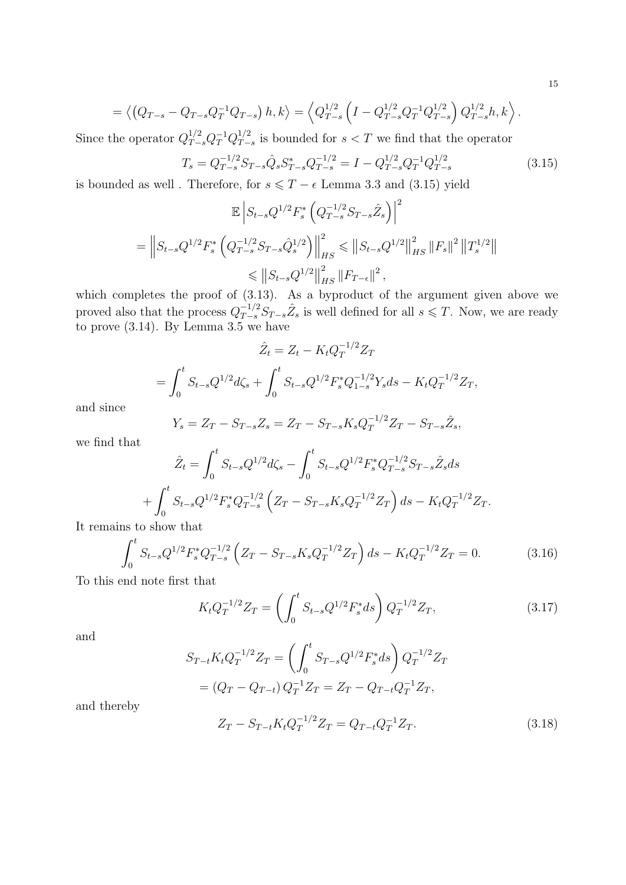$$= \left\langle \left(Q_{T-s} - Q_{T-s}Q_T^{-1}Q_{T-s}\right) h, k\right\rangle = \left\langle Q_{T-s}^{1/2}\left(I - Q_{T-s}^{1/2}Q_T^{-1}Q_{T-s}^{1/2}\right)Q_{T-s}^{1/2}h, k\right\rangle.$$

Since the operator $Q_{T-s}^{1/2}Q_T^{-1}Q_{T-s}^{1/2}$ is bounded for $s < T$ we find that the operator

$$T_s = Q_{T-s}^{-1/2}S_{T-s}\hat{Q}_s S_{T-s}^* Q_{T-s}^{-1/2} = I - Q_{T-s}^{1/2}Q_T^{-1}Q_{T-s}^{1/2} \tag{3.15}$$

is bounded as well . Therefore, for $s \leqslant T - \epsilon$ Lemma 3.3 and (3.15) yield

$$\mathbb{E}\left|S_{t-s}Q^{1/2}F_s^*\left(Q_{T-s}^{-1/2}S_{T-s}\hat{Z}_s\right)\right|^2$$

$$= \left\|S_{t-s}Q^{1/2}F_s^*\left(Q_{T-s}^{-1/2}S_{T-s}\hat{Q}_s^{1/2}\right)\right\|_{HS}^2 \leqslant \left\|S_{t-s}Q^{1/2}\right\|_{HS}^2 \|F_s\|^2 \left\|T_s^{1/2}\right\|$$

$$\leqslant \left\|S_{t-s}Q^{1/2}\right\|_{HS}^2 \|F_{T-\epsilon}\|^2,$$

which completes the proof of (3.13). As a byproduct of the argument given above we proved also that the process $Q_{T-s}^{-1/2}S_{T-s}\hat{Z}_s$ is well defined for all $s \leqslant T$. Now, we are ready to prove (3.14). By Lemma 3.5 we have

$$\hat{Z}_t = Z_t - K_t Q_T^{-1/2} Z_T$$

$$= \int_0^t S_{t-s}Q^{1/2}d\zeta_s + \int_0^t S_{t-s}Q^{1/2}F_s^* Q_{1-s}^{-1/2}Y_s ds - K_t Q_T^{-1/2}Z_T,$$

and since

$$Y_s = Z_T - S_{T-s}Z_s = Z_T - S_{T-s}K_s Q_T^{-1/2}Z_T - S_{T-s}\hat{Z}_s,$$

we find that

$$\hat{Z}_t = \int_0^t S_{t-s}Q^{1/2}d\zeta_s - \int_0^t S_{t-s}Q^{1/2}F_s^* Q_{T-s}^{-1/2}S_{T-s}\hat{Z}_s ds$$

$$+ \int_0^t S_{t-s}Q^{1/2}F_s^* Q_{T-s}^{-1/2}\left(Z_T - S_{T-s}K_s Q_T^{-1/2}Z_T\right)ds - K_t Q_T^{-1/2}Z_T.$$

It remains to show that

$$\int_0^t S_{t-s}Q^{1/2}F_s^* Q_{T-s}^{-1/2}\left(Z_T - S_{T-s}K_s Q_T^{-1/2}Z_T\right)ds - K_t Q_T^{-1/2}Z_T = 0. \tag{3.16}$$

To this end note first that

$$K_t Q_T^{-1/2}Z_T = \left(\int_0^t S_{t-s}Q^{1/2}F_s^* ds\right)Q_T^{-1/2}Z_T, \tag{3.17}$$

and

$$S_{T-t}K_t Q_T^{-1/2}Z_T = \left(\int_0^t S_{T-s}Q^{1/2}F_s^* ds\right)Q_T^{-1/2}Z_T$$

$$= \left(Q_T - Q_{T-t}\right)Q_T^{-1}Z_T = Z_T - Q_{T-t}Q_T^{-1}Z_T,$$

and thereby

$$Z_T - S_{T-t}K_t Q_T^{-1/2}Z_T = Q_{T-t}Q_T^{-1}Z_T. \tag{3.18}$$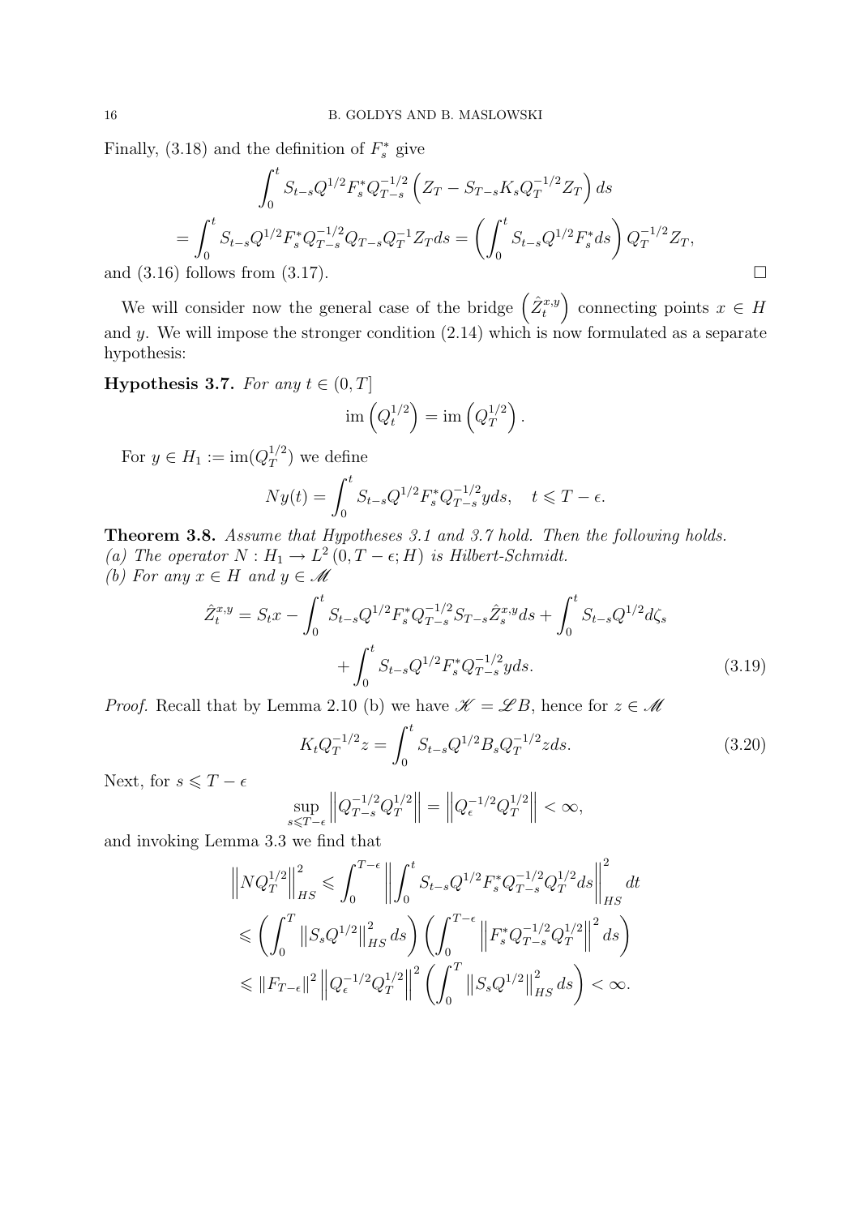Finally, (3.18) and the definition of $F_s^*$ give

$$
\begin{aligned}
&\int_0^t S_{t-s} Q^{1/2} F_s^* Q_{T-s}^{-1/2} \left( Z_T - S_{T-s} K_s Q_T^{-1/2} Z_T \right) ds \\
&= \int_0^t S_{t-s} Q^{1/2} F_s^* Q_{T-s}^{-1/2} Q_{T-s} Q_T^{-1} Z_T ds = \left( \int_0^t S_{t-s} Q^{1/2} F_s^* ds \right) Q_T^{-1/2} Z_T,
\end{aligned}
$$

and (3.16) follows from (3.17). □

We will consider now the general case of the bridge $\left(\hat{Z}_t^{x,y}\right)$ connecting points $x \in H$ and $y$. We will impose the stronger condition (2.14) which is now formulated as a separate hypothesis:

**Hypothesis 3.7.** *For any $t \in (0, T]$*

$$
\operatorname{im}\left(Q_t^{1/2}\right) = \operatorname{im}\left(Q_T^{1/2}\right).
$$

For $y \in H_1 := \operatorname{im}(Q_T^{1/2})$ we define

$$
Ny(t) = \int_0^t S_{t-s} Q^{1/2} F_s^* Q_{T-s}^{-1/2} y ds, \quad t \leqslant T - \epsilon.
$$

**Theorem 3.8.** *Assume that Hypotheses 3.1 and 3.7 hold. Then the following holds.*
*(a) The operator $N : H_1 \to L^2(0, T-\epsilon; H)$ is Hilbert-Schmidt.*
*(b) For any $x \in H$ and $y \in \mathscr{M}$*

$$
\begin{aligned}
\hat{Z}_t^{x,y} = S_t x - \int_0^t S_{t-s} Q^{1/2} F_s^* Q_{T-s}^{-1/2} S_{T-s} \hat{Z}_s^{x,y} ds + \int_0^t S_{t-s} Q^{1/2} d\zeta_s \\
+ \int_0^t S_{t-s} Q^{1/2} F_s^* Q_{T-s}^{-1/2} y ds. \qquad (3.19)
\end{aligned}
$$

*Proof.* Recall that by Lemma 2.10 (b) we have $\mathscr{K} = \mathscr{L} B$, hence for $z \in \mathscr{M}$

$$
K_t Q_T^{-1/2} z = \int_0^t S_{t-s} Q^{1/2} B_s Q_T^{-1/2} z ds. \qquad (3.20)
$$

Next, for $s \leqslant T - \epsilon$

$$
\sup_{s \leqslant T-\epsilon} \left\| Q_{T-s}^{-1/2} Q_T^{1/2} \right\| = \left\| Q_\epsilon^{-1/2} Q_T^{1/2} \right\| < \infty,
$$

and invoking Lemma 3.3 we find that

$$
\begin{aligned}
\left\| N Q_T^{1/2} \right\|_{HS}^2 &\leqslant \int_0^{T-\epsilon} \left\| \int_0^t S_{t-s} Q^{1/2} F_s^* Q_{T-s}^{-1/2} Q_T^{1/2} ds \right\|_{HS}^2 dt \\
&\leqslant \left( \int_0^T \left\| S_s Q^{1/2} \right\|_{HS}^2 ds \right) \left( \int_0^{T-\epsilon} \left\| F_s^* Q_{T-s}^{-1/2} Q_T^{1/2} \right\|^2 ds \right) \\
&\leqslant \left\| F_{T-\epsilon} \right\|^2 \left\| Q_\epsilon^{-1/2} Q_T^{1/2} \right\|^2 \left( \int_0^T \left\| S_s Q^{1/2} \right\|_{HS}^2 ds \right) < \infty.
\end{aligned}
$$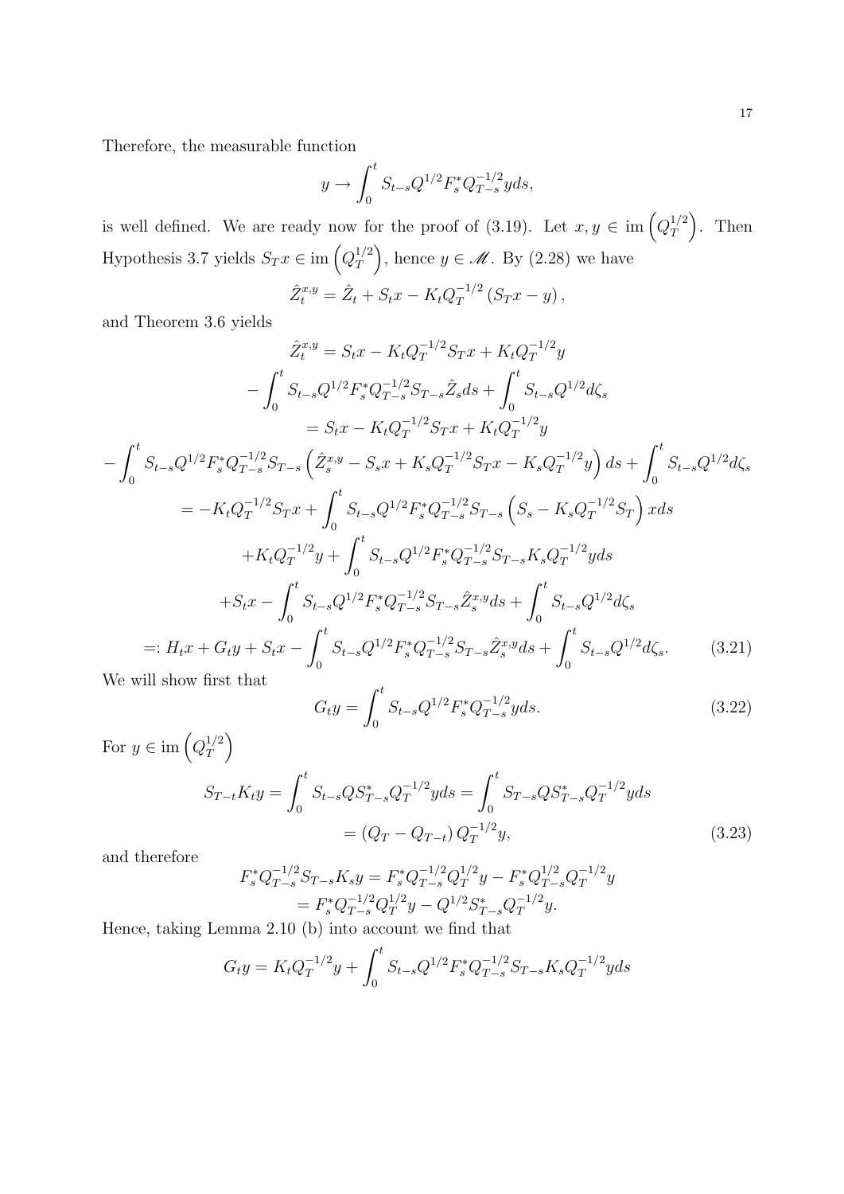Therefore, the measurable function

$$y \to \int_0^t S_{t-s} Q^{1/2} F_s^* Q_{T-s}^{-1/2} y ds,$$

is well defined. We are ready now for the proof of (3.19). Let $x, y \in \operatorname{im}\left(Q_T^{1/2}\right)$. Then Hypothesis 3.7 yields $S_T x \in \operatorname{im}\left(Q_T^{1/2}\right)$, hence $y \in \mathscr{M}$. By (2.28) we have

$$\hat{Z}_t^{x,y} = \hat{Z}_t + S_t x - K_t Q_T^{-1/2}\left(S_T x - y\right),$$

and Theorem 3.6 yields

$$\begin{aligned}
\hat{Z}_t^{x,y} &= S_t x - K_t Q_T^{-1/2} S_T x + K_t Q_T^{-1/2} y \\
&- \int_0^t S_{t-s} Q^{1/2} F_s^* Q_{T-s}^{-1/2} S_{T-s} \hat{Z}_s ds + \int_0^t S_{t-s} Q^{1/2} d\zeta_s \\
&= S_t x - K_t Q_T^{-1/2} S_T x + K_t Q_T^{-1/2} y \\
- \int_0^t S_{t-s} Q^{1/2} F_s^* Q_{T-s}^{-1/2} S_{T-s} &\left(\hat{Z}_s^{x,y} - S_s x + K_s Q_T^{-1/2} S_T x - K_s Q_T^{-1/2} y\right) ds + \int_0^t S_{t-s} Q^{1/2} d\zeta_s \\
&= -K_t Q_T^{-1/2} S_T x + \int_0^t S_{t-s} Q^{1/2} F_s^* Q_{T-s}^{-1/2} S_{T-s}\left(S_s - K_s Q_T^{-1/2} S_T\right) x ds \\
&+ K_t Q_T^{-1/2} y + \int_0^t S_{t-s} Q^{1/2} F_s^* Q_{T-s}^{-1/2} S_{T-s} K_s Q_T^{-1/2} y ds \\
&+ S_t x - \int_0^t S_{t-s} Q^{1/2} F_s^* Q_{T-s}^{-1/2} S_{T-s} \hat{Z}_s^{x,y} ds + \int_0^t S_{t-s} Q^{1/2} d\zeta_s \\
&=: H_t x + G_t y + S_t x - \int_0^t S_{t-s} Q^{1/2} F_s^* Q_{T-s}^{-1/2} S_{T-s} \hat{Z}_s^{x,y} ds + \int_0^t S_{t-s} Q^{1/2} d\zeta_s. \qquad (3.21)
\end{aligned}$$

We will show first that

$$G_t y = \int_0^t S_{t-s} Q^{1/2} F_s^* Q_{T-s}^{-1/2} y ds. \qquad (3.22)$$

For $y \in \operatorname{im}\left(Q_T^{1/2}\right)$

$$\begin{aligned}
S_{T-t} K_t y = \int_0^t S_{t-s} Q S_{T-s}^* Q_T^{-1/2} y ds &= \int_0^t S_{T-s} Q S_{T-s}^* Q_T^{-1/2} y ds \\
&= \left(Q_T - Q_{T-t}\right) Q_T^{-1/2} y, \qquad (3.23)
\end{aligned}$$

and therefore

$$\begin{aligned}
F_s^* Q_{T-s}^{-1/2} S_{T-s} K_s y &= F_s^* Q_{T-s}^{-1/2} Q_T^{1/2} y - F_s^* Q_{T-s}^{1/2} Q_T^{-1/2} y \\
&= F_s^* Q_{T-s}^{-1/2} Q_T^{1/2} y - Q^{1/2} S_{T-s}^* Q_T^{-1/2} y.
\end{aligned}$$

Hence, taking Lemma 2.10 (b) into account we find that

$$G_t y = K_t Q_T^{-1/2} y + \int_0^t S_{t-s} Q^{1/2} F_s^* Q_{T-s}^{-1/2} S_{T-s} K_s Q_T^{-1/2} y ds$$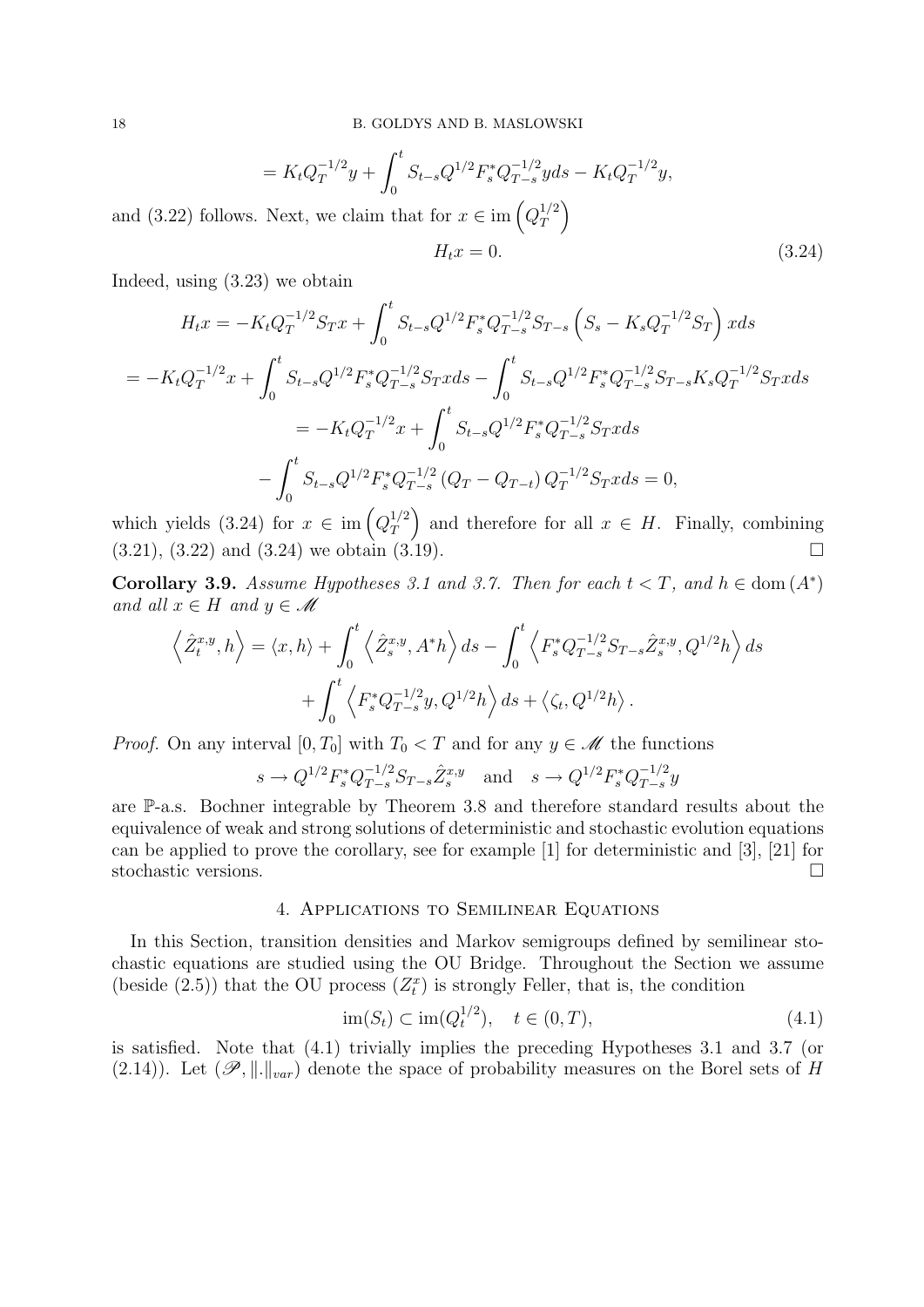$$= K_t Q_T^{-1/2} y + \int_0^t S_{t-s} Q^{1/2} F_s^* Q_{T-s}^{-1/2} y ds - K_t Q_T^{-1/2} y,$$

and (3.22) follows. Next, we claim that for $x \in \operatorname{im}\left(Q_T^{1/2}\right)$

$$H_t x = 0. \tag{3.24}$$

Indeed, using (3.23) we obtain

$$H_t x = -K_t Q_T^{-1/2} S_T x + \int_0^t S_{t-s} Q^{1/2} F_s^* Q_{T-s}^{-1/2} S_{T-s} \left( S_s - K_s Q_T^{-1/2} S_T \right) x ds$$

$$= -K_t Q_T^{-1/2} x + \int_0^t S_{t-s} Q^{1/2} F_s^* Q_{T-s}^{-1/2} S_T x ds - \int_0^t S_{t-s} Q^{1/2} F_s^* Q_{T-s}^{-1/2} S_{T-s} K_s Q_T^{-1/2} S_T x ds$$

$$= -K_t Q_T^{-1/2} x + \int_0^t S_{t-s} Q^{1/2} F_s^* Q_{T-s}^{-1/2} S_T x ds$$

$$- \int_0^t S_{t-s} Q^{1/2} F_s^* Q_{T-s}^{-1/2} \left( Q_T - Q_{T-t} \right) Q_T^{-1/2} S_T x ds = 0,$$

which yields (3.24) for $x \in \operatorname{im}\left(Q_T^{1/2}\right)$ and therefore for all $x \in H$. Finally, combining (3.21), (3.22) and (3.24) we obtain (3.19). □

**Corollary 3.9.** *Assume Hypotheses 3.1 and 3.7. Then for each $t < T$, and $h \in \operatorname{dom}(A^*)$ and all $x \in H$ and $y \in \mathscr{M}$*

$$\left\langle \hat{Z}_t^{x,y}, h \right\rangle = \langle x, h \rangle + \int_0^t \left\langle \hat{Z}_s^{x,y}, A^* h \right\rangle ds - \int_0^t \left\langle F_s^* Q_{T-s}^{-1/2} S_{T-s} \hat{Z}_s^{x,y}, Q^{1/2} h \right\rangle ds$$

$$+ \int_0^t \left\langle F_s^* Q_{T-s}^{-1/2} y, Q^{1/2} h \right\rangle ds + \left\langle \zeta_t, Q^{1/2} h \right\rangle.$$

*Proof.* On any interval $[0, T_0]$ with $T_0 < T$ and for any $y \in \mathscr{M}$ the functions

$$s \to Q^{1/2} F_s^* Q_{T-s}^{-1/2} S_{T-s} \hat{Z}_s^{x,y} \quad \text{and} \quad s \to Q^{1/2} F_s^* Q_{T-s}^{-1/2} y$$

are $\mathbb{P}$-a.s. Bochner integrable by Theorem 3.8 and therefore standard results about the equivalence of weak and strong solutions of deterministic and stochastic evolution equations can be applied to prove the corollary, see for example [1] for deterministic and [3], [21] for stochastic versions. □

## 4. Applications to Semilinear Equations

In this Section, transition densities and Markov semigroups defined by semilinear stochastic equations are studied using the OU Bridge. Throughout the Section we assume (beside (2.5)) that the OU process $(Z_t^x)$ is strongly Feller, that is, the condition

$$\operatorname{im}(S_t) \subset \operatorname{im}(Q_t^{1/2}), \quad t \in (0, T), \tag{4.1}$$

is satisfied. Note that (4.1) trivially implies the preceding Hypotheses 3.1 and 3.7 (or (2.14)). Let $(\mathscr{P}, \|.\|_{var})$ denote the space of probability measures on the Borel sets of $H$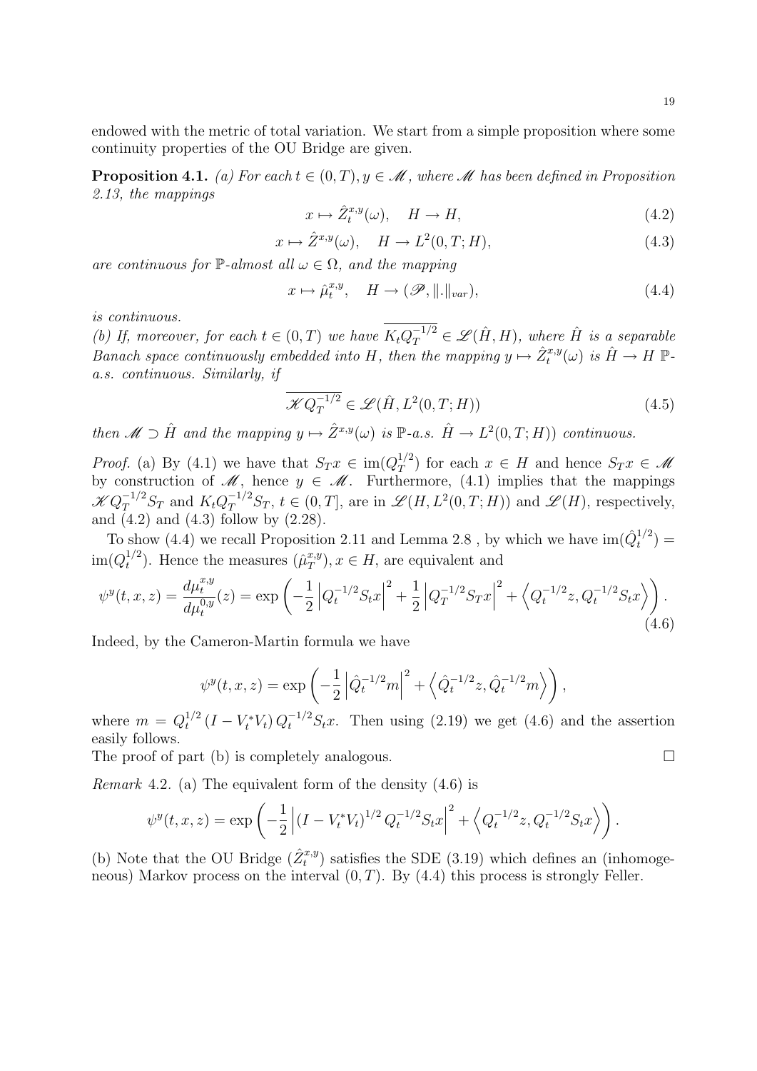endowed with the metric of total variation. We start from a simple proposition where some continuity properties of the OU Bridge are given.

**Proposition 4.1.** *(a) For each $t \in (0,T), y \in \mathscr{M}$, where $\mathscr{M}$ has been defined in Proposition 2.13, the mappings*

$$x \mapsto \hat{Z}_t^{x,y}(\omega), \quad H \to H, \tag{4.2}$$

$$x \mapsto \hat{Z}^{x,y}(\omega), \quad H \to L^2(0,T;H), \tag{4.3}$$

*are continuous for $\mathbb{P}$-almost all $\omega \in \Omega$, and the mapping*

$$x \mapsto \hat{\mu}_t^{x,y}, \quad H \to (\mathscr{P}, \|.\|_{var}), \tag{4.4}$$

*is continuous.*

*(b) If, moreover, for each $t \in (0,T)$ we have $\overline{K_t Q_T^{-1/2}} \in \mathscr{L}(\hat{H}, H)$, where $\hat{H}$ is a separable Banach space continuously embedded into $H$, then the mapping $y \mapsto \hat{Z}_t^{x,y}(\omega)$ is $\hat{H} \to H$ $\mathbb{P}$-a.s. continuous. Similarly, if*

$$\overline{\mathscr{K} Q_T^{-1/2}} \in \mathscr{L}(\hat{H}, L^2(0,T;H)) \tag{4.5}$$

*then $\mathscr{M} \supset \hat{H}$ and the mapping $y \mapsto \hat{Z}^{x,y}(\omega)$ is $\mathbb{P}$-a.s. $\hat{H} \to L^2(0,T;H))$ continuous.*

*Proof.* (a) By (4.1) we have that $S_T x \in \operatorname{im}(Q_T^{1/2})$ for each $x \in H$ and hence $S_T x \in \mathscr{M}$ by construction of $\mathscr{M}$, hence $y \in \mathscr{M}$. Furthermore, (4.1) implies that the mappings $\mathscr{K} Q_T^{-1/2} S_T$ and $K_t Q_T^{-1/2} S_T$, $t \in (0,T]$, are in $\mathscr{L}(H, L^2(0,T;H))$ and $\mathscr{L}(H)$, respectively, and (4.2) and (4.3) follow by (2.28).

To show (4.4) we recall Proposition 2.11 and Lemma 2.8 , by which we have $\operatorname{im}(\hat{Q}_t^{1/2}) = \operatorname{im}(Q_t^{1/2})$. Hence the measures $(\hat{\mu}_T^{x,y}), x \in H$, are equivalent and

$$\psi^y(t,x,z) = \frac{d\mu_t^{x,y}}{d\mu_t^{0,y}}(z) = \exp\left( -\frac{1}{2} \left| Q_t^{-1/2} S_t x \right|^2 + \frac{1}{2} \left| Q_T^{-1/2} S_T x \right|^2 + \left\langle Q_t^{-1/2} z, Q_t^{-1/2} S_t x \right\rangle \right). \tag{4.6}$$

Indeed, by the Cameron-Martin formula we have

$$\psi^y(t,x,z) = \exp\left( -\frac{1}{2} \left| \hat{Q}_t^{-1/2} m \right|^2 + \left\langle \hat{Q}_t^{-1/2} z, \hat{Q}_t^{-1/2} m \right\rangle \right),$$

where $m = Q_t^{1/2} (I - V_t^* V_t) Q_t^{-1/2} S_t x$. Then using (2.19) we get (4.6) and the assertion easily follows.

The proof of part (b) is completely analogous. $\square$

*Remark* 4.2. (a) The equivalent form of the density (4.6) is

$$\psi^y(t,x,z) = \exp\left( -\frac{1}{2} \left| (I - V_t^* V_t)^{1/2} Q_t^{-1/2} S_t x \right|^2 + \left\langle Q_t^{-1/2} z, Q_t^{-1/2} S_t x \right\rangle \right).$$

(b) Note that the OU Bridge $(\hat{Z}_t^{x,y})$ satisfies the SDE (3.19) which defines an (inhomogeneous) Markov process on the interval $(0,T)$. By (4.4) this process is strongly Feller.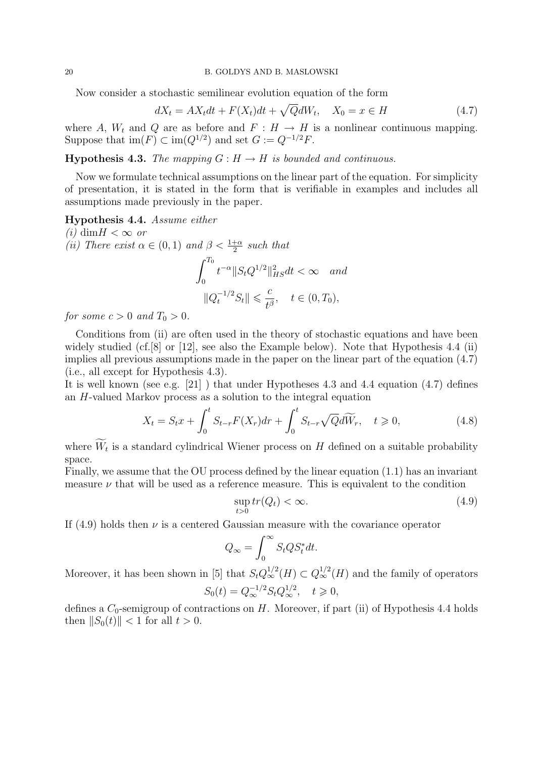Now consider a stochastic semilinear evolution equation of the form

$$dX_t = AX_t dt + F(X_t)dt + \sqrt{Q}dW_t, \quad X_0 = x \in H \tag{4.7}$$

where $A$, $W_t$ and $Q$ are as before and $F : H \to H$ is a nonlinear continuous mapping. Suppose that $\mathrm{im}(F) \subset \mathrm{im}(Q^{1/2})$ and set $G := Q^{-1/2}F$.

**Hypothesis 4.3.** *The mapping $G : H \to H$ is bounded and continuous.*

Now we formulate technical assumptions on the linear part of the equation. For simplicity of presentation, it is stated in the form that is verifiable in examples and includes all assumptions made previously in the paper.

**Hypothesis 4.4.** *Assume either*
*(i) $\dim H < \infty$ or*
*(ii) There exist $\alpha \in (0, 1)$ and $\beta < \frac{1+\alpha}{2}$ such that*

$$\int_0^{T_0} t^{-\alpha} \|S_t Q^{1/2}\|_{HS}^2 dt < \infty \quad \textit{and}$$

$$\|Q_t^{-1/2} S_t\| \leqslant \frac{c}{t^\beta}, \quad t \in (0, T_0),$$

*for some $c > 0$ and $T_0 > 0$.*

Conditions from (ii) are often used in the theory of stochastic equations and have been widely studied (cf.[8] or [12], see also the Example below). Note that Hypothesis 4.4 (ii) implies all previous assumptions made in the paper on the linear part of the equation (4.7) (i.e., all except for Hypothesis 4.3).
It is well known (see e.g. [21] ) that under Hypotheses 4.3 and 4.4 equation (4.7) defines an $H$-valued Markov process as a solution to the integral equation

$$X_t = S_t x + \int_0^t S_{t-r} F(X_r) dr + \int_0^t S_{t-r} \sqrt{Q} d\widetilde{W}_r, \quad t \geqslant 0, \tag{4.8}$$

where $\widetilde{W}_t$ is a standard cylindrical Wiener process on $H$ defined on a suitable probability space.
Finally, we assume that the OU process defined by the linear equation (1.1) has an invariant measure $\nu$ that will be used as a reference measure. This is equivalent to the condition

$$\sup_{t>0} tr(Q_t) < \infty. \tag{4.9}$$

If (4.9) holds then $\nu$ is a centered Gaussian measure with the covariance operator

$$Q_\infty = \int_0^\infty S_t Q S_t^* dt.$$

Moreover, it has been shown in [5] that $S_t Q_\infty^{1/2}(H) \subset Q_\infty^{1/2}(H)$ and the family of operators

$$S_0(t) = Q_\infty^{-1/2} S_t Q_\infty^{1/2}, \quad t \geqslant 0,$$

defines a $C_0$-semigroup of contractions on $H$. Moreover, if part (ii) of Hypothesis 4.4 holds then $\|S_0(t)\| < 1$ for all $t > 0$.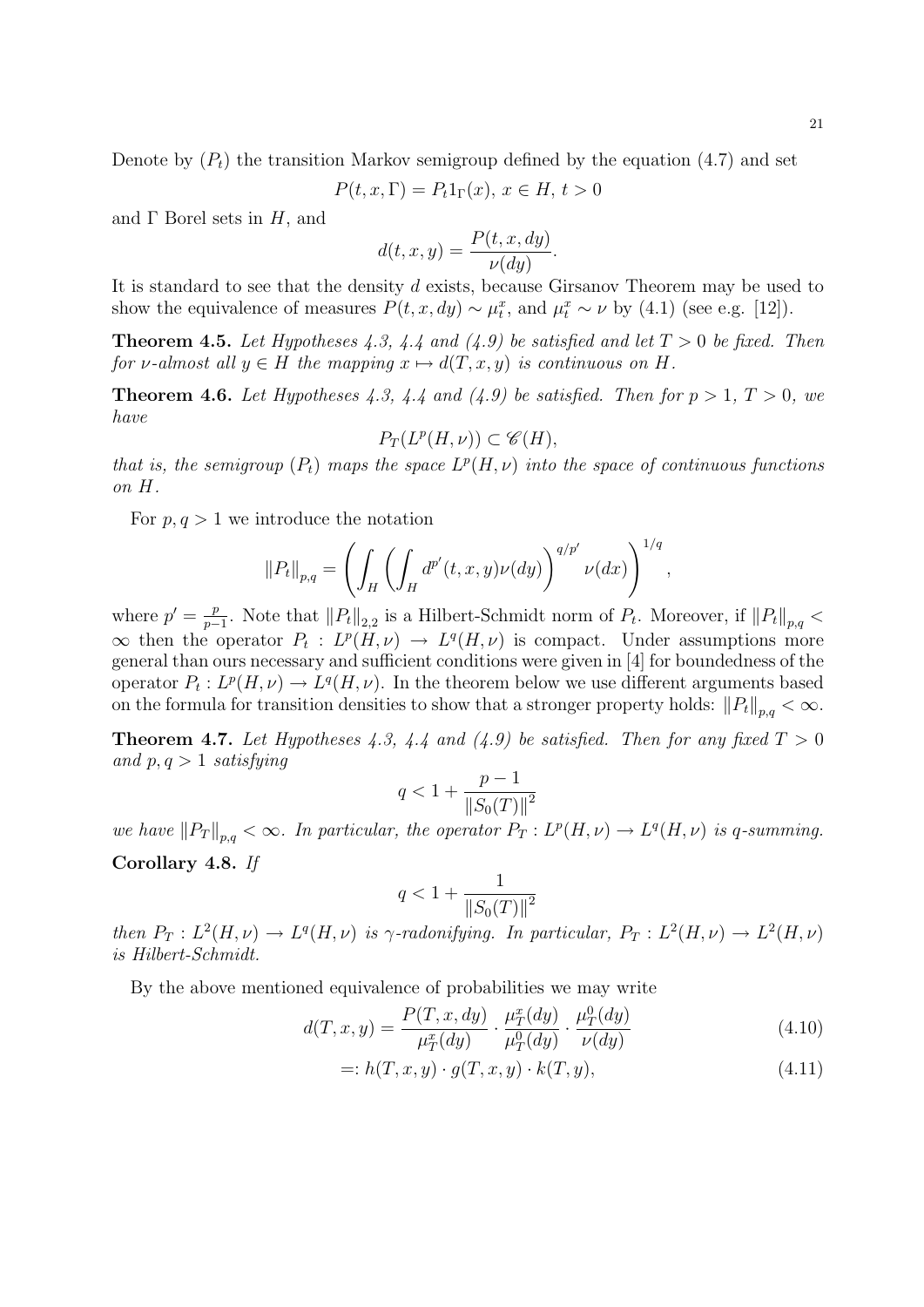Denote by $(P_t)$ the transition Markov semigroup defined by the equation (4.7) and set

$$P(t,x,\Gamma) = P_t 1_\Gamma(x),\ x \in H,\ t > 0$$

and $\Gamma$ Borel sets in $H$, and

$$d(t,x,y) = \frac{P(t,x,dy)}{\nu(dy)}.$$

It is standard to see that the density $d$ exists, because Girsanov Theorem may be used to show the equivalence of measures $P(t,x,dy) \sim \mu_t^x$, and $\mu_t^x \sim \nu$ by (4.1) (see e.g. [12]).

**Theorem 4.5.** *Let Hypotheses 4.3, 4.4 and (4.9) be satisfied and let $T > 0$ be fixed. Then for $\nu$-almost all $y \in H$ the mapping $x \mapsto d(T,x,y)$ is continuous on $H$.*

**Theorem 4.6.** *Let Hypotheses 4.3, 4.4 and (4.9) be satisfied. Then for $p > 1$, $T > 0$, we have*

$$P_T(L^p(H,\nu)) \subset \mathscr{C}(H),$$

*that is, the semigroup $(P_t)$ maps the space $L^p(H,\nu)$ into the space of continuous functions on $H$.*

For $p, q > 1$ we introduce the notation

$$\|P_t\|_{p,q} = \left( \int_H \left( \int_H d^{p'}(t,x,y)\nu(dy) \right)^{q/p'} \nu(dx) \right)^{1/q},$$

where $p' = \frac{p}{p-1}$. Note that $\|P_t\|_{2,2}$ is a Hilbert-Schmidt norm of $P_t$. Moreover, if $\|P_t\|_{p,q} < \infty$ then the operator $P_t : L^p(H,\nu) \to L^q(H,\nu)$ is compact. Under assumptions more general than ours necessary and sufficient conditions were given in [4] for boundedness of the operator $P_t : L^p(H,\nu) \to L^q(H,\nu)$. In the theorem below we use different arguments based on the formula for transition densities to show that a stronger property holds: $\|P_t\|_{p,q} < \infty$.

**Theorem 4.7.** *Let Hypotheses 4.3, 4.4 and (4.9) be satisfied. Then for any fixed $T > 0$ and $p, q > 1$ satisfying*

$$q < 1 + \frac{p-1}{\|S_0(T)\|^2}$$

*we have $\|P_T\|_{p,q} < \infty$. In particular, the operator $P_T : L^p(H,\nu) \to L^q(H,\nu)$ is $q$-summing.*

**Corollary 4.8.** *If*

$$q < 1 + \frac{1}{\|S_0(T)\|^2}$$

*then $P_T : L^2(H,\nu) \to L^q(H,\nu)$ is $\gamma$-radonifying. In particular, $P_T : L^2(H,\nu) \to L^2(H,\nu)$ is Hilbert-Schmidt.*

By the above mentioned equivalence of probabilities we may write

$$d(T,x,y) = \frac{P(T,x,dy)}{\mu_T^x(dy)} \cdot \frac{\mu_T^x(dy)}{\mu_T^0(dy)} \cdot \frac{\mu_T^0(dy)}{\nu(dy)} \tag{4.10}$$

$$=: h(T,x,y) \cdot g(T,x,y) \cdot k(T,y), \tag{4.11}$$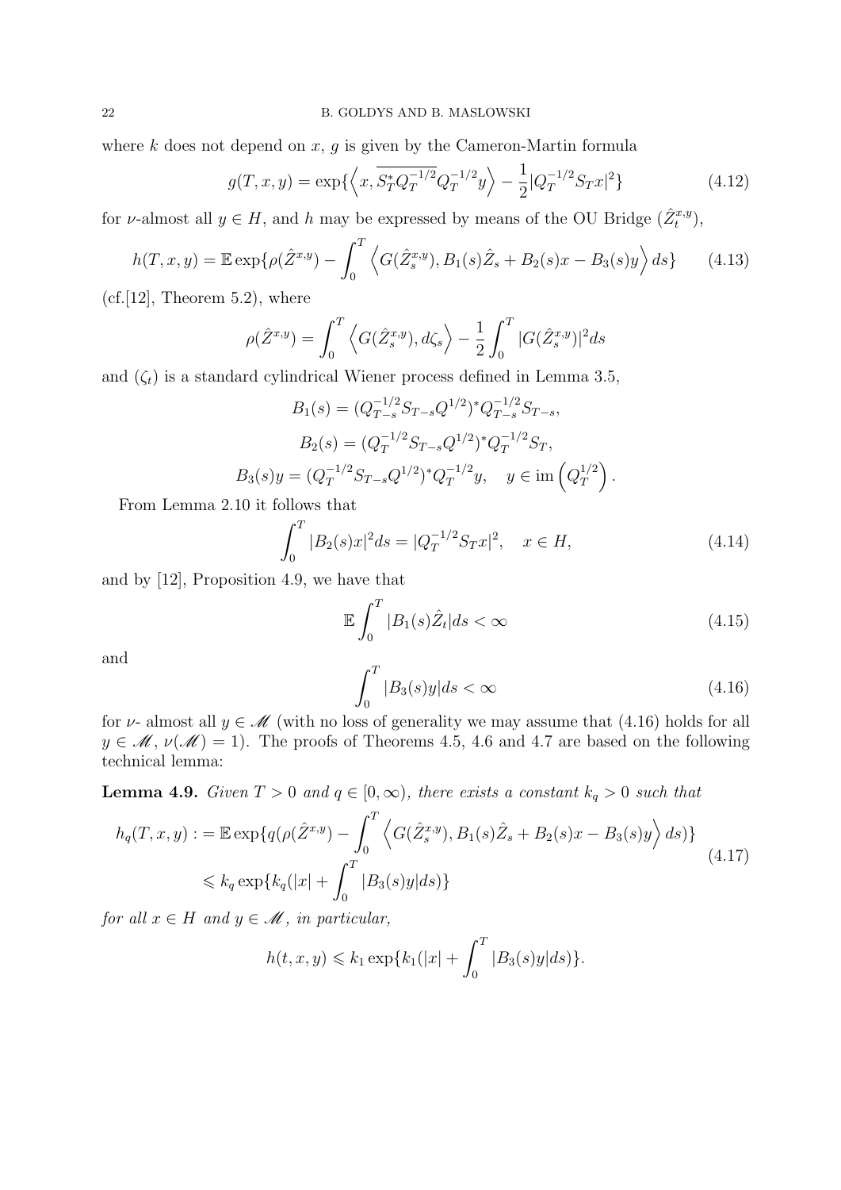where $k$ does not depend on $x$, $g$ is given by the Cameron-Martin formula

$$g(T,x,y) = \exp\{\left\langle x, \overline{S_T^* Q_T^{-1/2}} Q_T^{-1/2} y \right\rangle - \frac{1}{2}|Q_T^{-1/2} S_T x|^2\} \tag{4.12}$$

for $\nu$-almost all $y \in H$, and $h$ may be expressed by means of the OU Bridge $(\hat{Z}_t^{x,y})$,

$$h(T,x,y) = \mathbb{E}\exp\{\rho(\hat{Z}^{x,y}) - \int_0^T \left\langle G(\hat{Z}_s^{x,y}), B_1(s)\hat{Z}_s + B_2(s)x - B_3(s)y \right\rangle ds\} \tag{4.13}$$

(cf.[12], Theorem 5.2), where

$$\rho(\hat{Z}^{x,y}) = \int_0^T \left\langle G(\hat{Z}_s^{x,y}), d\zeta_s \right\rangle - \frac{1}{2}\int_0^T |G(\hat{Z}_s^{x,y})|^2 ds$$

and $(\zeta_t)$ is a standard cylindrical Wiener process defined in Lemma 3.5,

$$B_1(s) = (Q_{T-s}^{-1/2} S_{T-s} Q^{1/2})^* Q_{T-s}^{-1/2} S_{T-s},$$

$$B_2(s) = (Q_T^{-1/2} S_{T-s} Q^{1/2})^* Q_T^{-1/2} S_T,$$

$$B_3(s)y = (Q_T^{-1/2} S_{T-s} Q^{1/2})^* Q_T^{-1/2} y, \quad y \in \operatorname{im}\left(Q_T^{1/2}\right).$$

From Lemma 2.10 it follows that

$$\int_0^T |B_2(s)x|^2 ds = |Q_T^{-1/2} S_T x|^2, \quad x \in H, \tag{4.14}$$

and by [12], Proposition 4.9, we have that

$$\mathbb{E}\int_0^T |B_1(s)\hat{Z}_t| ds < \infty \tag{4.15}$$

and

$$\int_0^T |B_3(s)y| ds < \infty \tag{4.16}$$

for $\nu$- almost all $y \in \mathscr{M}$ (with no loss of generality we may assume that (4.16) holds for all $y \in \mathscr{M}$, $\nu(\mathscr{M}) = 1$). The proofs of Theorems 4.5, 4.6 and 4.7 are based on the following technical lemma:

**Lemma 4.9.** *Given $T > 0$ and $q \in [0, \infty)$, there exists a constant $k_q > 0$ such that*

$$\begin{aligned} h_q(T,x,y) :&= \mathbb{E}\exp\{q(\rho(\hat{Z}^{x,y}) - \int_0^T \left\langle G(\hat{Z}_s^{x,y}), B_1(s)\hat{Z}_s + B_2(s)x - B_3(s)y \right\rangle ds)\} \\ &\leqslant k_q \exp\{k_q(|x| + \int_0^T |B_3(s)y| ds)\} \end{aligned} \tag{4.17}$$

*for all $x \in H$ and $y \in \mathscr{M}$, in particular,*

$$h(t,x,y) \leqslant k_1 \exp\{k_1(|x| + \int_0^T |B_3(s)y| ds)\}.$$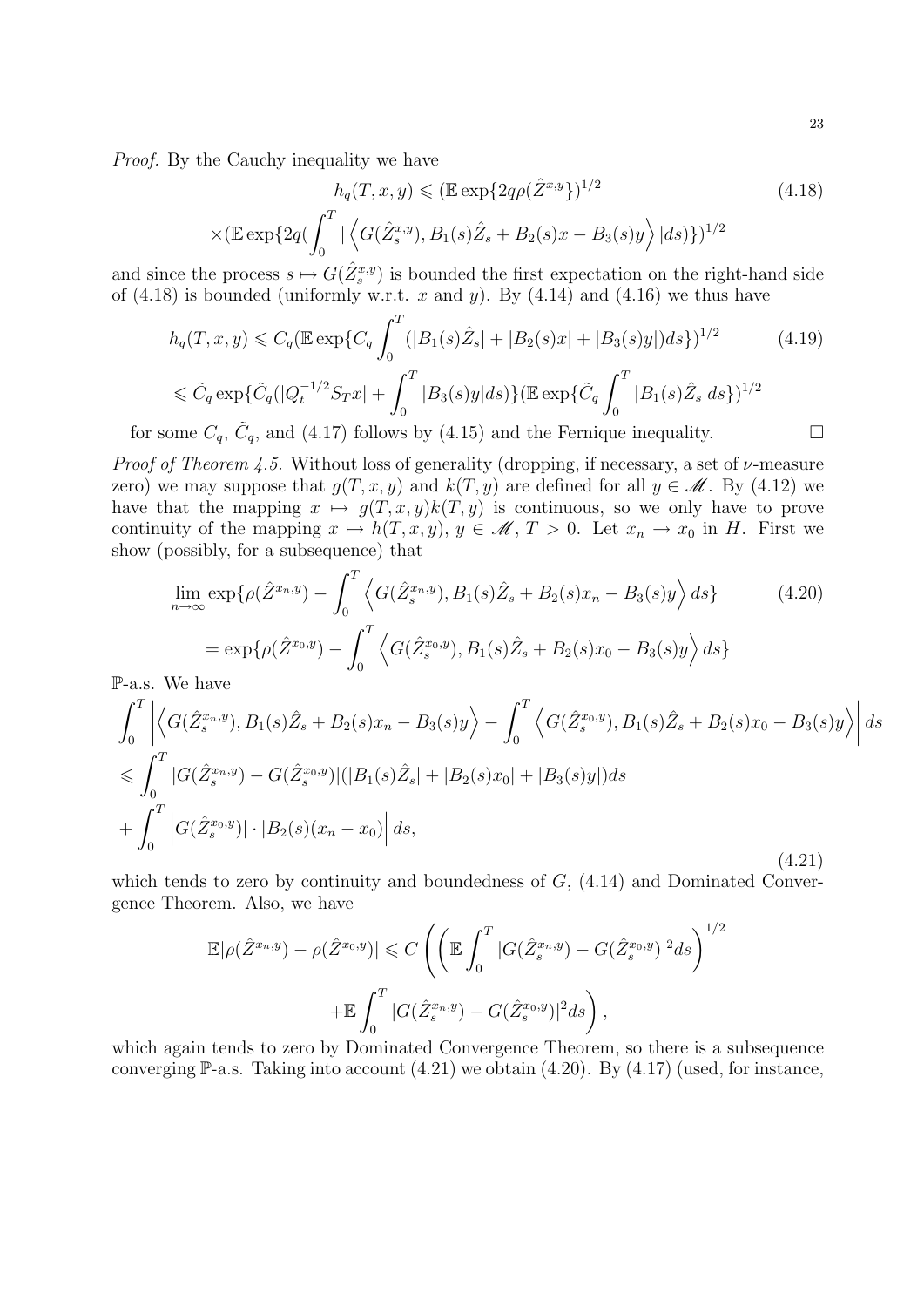*Proof.* By the Cauchy inequality we have

$$h_q(T,x,y) \leqslant (\mathbb{E}\exp\{2q\rho(\hat{Z}^{x,y}\})^{1/2} \tag{4.18}$$
$$\times(\mathbb{E}\exp\{2q(\int_0^T |\left\langle G(\hat{Z}_s^{x,y}), B_1(s)\hat{Z}_s + B_2(s)x - B_3(s)y\right\rangle|ds)\})^{1/2}$$

and since the process $s \mapsto G(\hat{Z}_s^{x,y})$ is bounded the first expectation on the right-hand side of (4.18) is bounded (uniformly w.r.t. $x$ and $y$). By (4.14) and (4.16) we thus have

$$h_q(T,x,y) \leqslant C_q(\mathbb{E}\exp\{C_q\int_0^T (|B_1(s)\hat{Z}_s| + |B_2(s)x| + |B_3(s)y|)ds\})^{1/2} \tag{4.19}$$
$$\leqslant \tilde{C}_q \exp\{\tilde{C}_q(|Q_t^{-1/2}S_T x| + \int_0^T |B_3(s)y|ds)\}(\mathbb{E}\exp\{\tilde{C}_q\int_0^T |B_1(s)\hat{Z}_s|ds\})^{1/2}$$

for some $C_q$, $\tilde{C}_q$, and (4.17) follows by (4.15) and the Fernique inequality. $\square$

*Proof of Theorem 4.5.* Without loss of generality (dropping, if necessary, a set of $\nu$-measure zero) we may suppose that $g(T,x,y)$ and $k(T,y)$ are defined for all $y \in \mathscr{M}$. By (4.12) we have that the mapping $x \mapsto g(T,x,y)k(T,y)$ is continuous, so we only have to prove continuity of the mapping $x \mapsto h(T,x,y)$, $y \in \mathscr{M}$, $T > 0$. Let $x_n \to x_0$ in $H$. First we show (possibly, for a subsequence) that

$$\lim_{n\to\infty} \exp\{\rho(\hat{Z}^{x_n,y}) - \int_0^T \left\langle G(\hat{Z}_s^{x_n,y}), B_1(s)\hat{Z}_s + B_2(s)x_n - B_3(s)y\right\rangle ds\} \tag{4.20}$$
$$= \exp\{\rho(\hat{Z}^{x_0,y}) - \int_0^T \left\langle G(\hat{Z}_s^{x_0,y}), B_1(s)\hat{Z}_s + B_2(s)x_0 - B_3(s)y\right\rangle ds\}$$

$\mathbb{P}$-a.s. We have

$$\int_0^T \left|\left\langle G(\hat{Z}_s^{x_n,y}), B_1(s)\hat{Z}_s + B_2(s)x_n - B_3(s)y\right\rangle - \int_0^T \left\langle G(\hat{Z}_s^{x_0,y}), B_1(s)\hat{Z}_s + B_2(s)x_0 - B_3(s)y\right\rangle\right| ds$$
$$\leqslant \int_0^T |G(\hat{Z}_s^{x_n,y}) - G(\hat{Z}_s^{x_0,y})|(|B_1(s)\hat{Z}_s| + |B_2(s)x_0| + |B_3(s)y|)ds$$
$$+ \int_0^T \left|G(\hat{Z}_s^{x_0,y})| \cdot |B_2(s)(x_n - x_0)\right| ds, \tag{4.21}$$

which tends to zero by continuity and boundedness of $G$, (4.14) and Dominated Convergence Theorem. Also, we have

$$\mathbb{E}|\rho(\hat{Z}^{x_n,y}) - \rho(\hat{Z}^{x_0,y})| \leqslant C\left(\left(\mathbb{E}\int_0^T |G(\hat{Z}_s^{x_n,y}) - G(\hat{Z}_s^{x_0,y})|^2 ds\right)^{1/2}\right.$$
$$\left.+\mathbb{E}\int_0^T |G(\hat{Z}_s^{x_n,y}) - G(\hat{Z}_s^{x_0,y})|^2 ds\right),$$

which again tends to zero by Dominated Convergence Theorem, so there is a subsequence converging $\mathbb{P}$-a.s. Taking into account (4.21) we obtain (4.20). By (4.17) (used, for instance,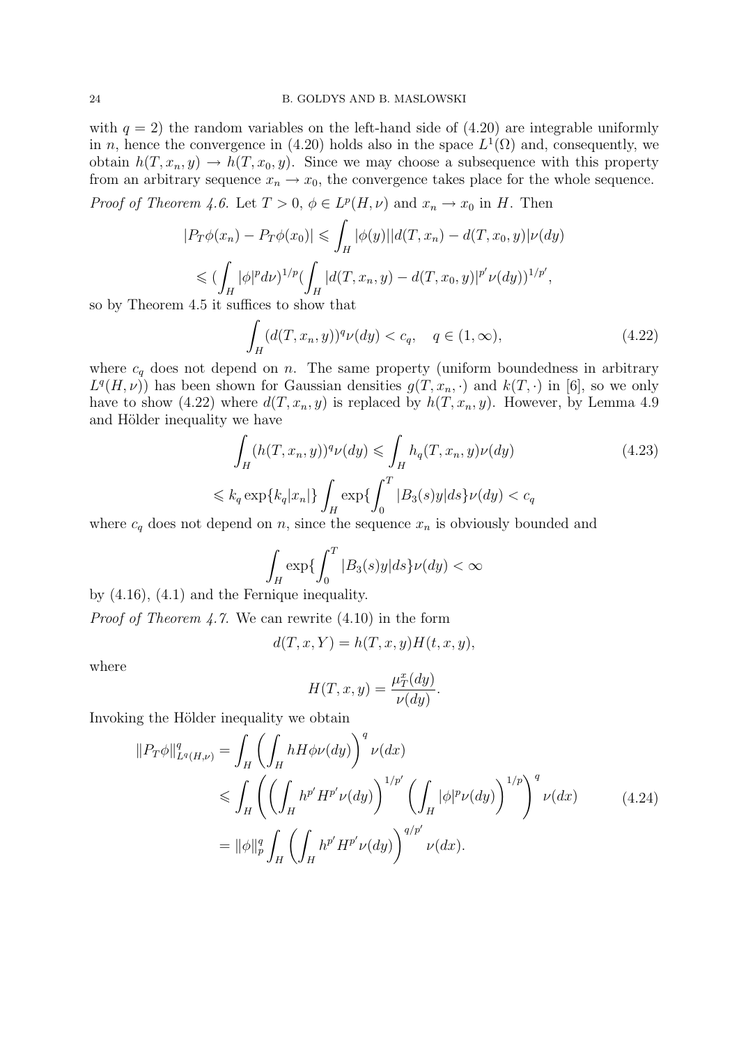with $q = 2$) the random variables on the left-hand side of (4.20) are integrable uniformly in $n$, hence the convergence in (4.20) holds also in the space $L^1(\Omega)$ and, consequently, we obtain $h(T, x_n, y) \to h(T, x_0, y)$. Since we may choose a subsequence with this property from an arbitrary sequence $x_n \to x_0$, the convergence takes place for the whole sequence.

*Proof of Theorem 4.6.* Let $T > 0$, $\phi \in L^p(H, \nu)$ and $x_n \to x_0$ in $H$. Then

$$|P_T\phi(x_n) - P_T\phi(x_0)| \leqslant \int_H |\phi(y)||d(T, x_n) - d(T, x_0, y)|\nu(dy)$$

$$\leqslant (\int_H |\phi|^p d\nu)^{1/p} (\int_H |d(T, x_n, y) - d(T, x_0, y)|^{p'}\nu(dy))^{1/p'},$$

so by Theorem 4.5 it suffices to show that

$$\int_H (d(T, x_n, y))^q \nu(dy) < c_q, \quad q \in (1, \infty), \tag{4.22}$$

where $c_q$ does not depend on $n$. The same property (uniform boundedness in arbitrary $L^q(H, \nu)$) has been shown for Gaussian densities $g(T, x_n, \cdot)$ and $k(T, \cdot)$ in [6], so we only have to show (4.22) where $d(T, x_n, y)$ is replaced by $h(T, x_n, y)$. However, by Lemma 4.9 and Hölder inequality we have

$$\int_H (h(T, x_n, y))^q \nu(dy) \leqslant \int_H h_q(T, x_n, y)\nu(dy) \tag{4.23}$$

$$\leqslant k_q \exp\{k_q|x_n|\} \int_H \exp\{\int_0^T |B_3(s)y|ds\}\nu(dy) < c_q$$

where $c_q$ does not depend on $n$, since the sequence $x_n$ is obviously bounded and

$$\int_H \exp\{\int_0^T |B_3(s)y|ds\}\nu(dy) < \infty$$

by (4.16), (4.1) and the Fernique inequality.

*Proof of Theorem 4.7.* We can rewrite (4.10) in the form

$$d(T, x, Y) = h(T, x, y)H(t, x, y),$$

where

$$H(T, x, y) = \frac{\mu_T^x(dy)}{\nu(dy)}.$$

Invoking the Hölder inequality we obtain

$$\begin{aligned} \|P_T\phi\|^q_{L^q(H,\nu)} &= \int_H \left(\int_H hH\phi\nu(dy)\right)^q \nu(dx) \\ &\leqslant \int_H \left(\left(\int_H h^{p'}H^{p'}\nu(dy)\right)^{1/p'} \left(\int_H |\phi|^p\nu(dy)\right)^{1/p}\right)^q \nu(dx) \\ &= \|\phi\|_p^q \int_H \left(\int_H h^{p'}H^{p'}\nu(dy)\right)^{q/p'} \nu(dx). \end{aligned} \tag{4.24}$$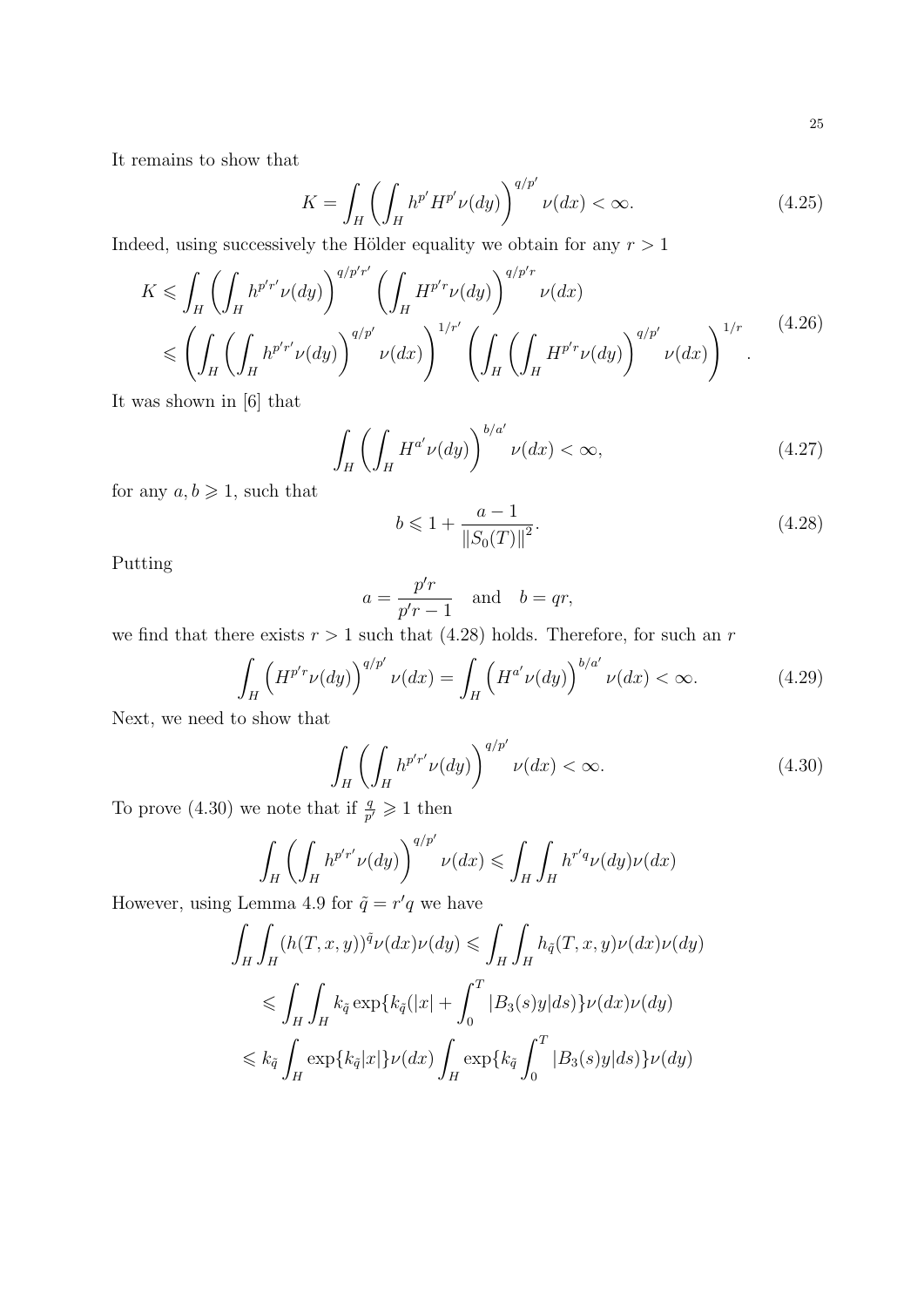It remains to show that

$$K = \int_H \left( \int_H h^{p'} H^{p'} \nu(dy) \right)^{q/p'} \nu(dx) < \infty. \tag{4.25}$$

Indeed, using successively the Hölder equality we obtain for any $r > 1$

$$\begin{aligned} K &\leqslant \int_H \left( \int_H h^{p'r'} \nu(dy) \right)^{q/p'r'} \left( \int_H H^{p'r} \nu(dy) \right)^{q/p'r} \nu(dx) \\ &\leqslant \left( \int_H \left( \int_H h^{p'r'} \nu(dy) \right)^{q/p'} \nu(dx) \right)^{1/r'} \left( \int_H \left( \int_H H^{p'r} \nu(dy) \right)^{q/p'} \nu(dx) \right)^{1/r}. \end{aligned} \tag{4.26}$$

It was shown in [6] that

$$\int_H \left( \int_H H^{a'} \nu(dy) \right)^{b/a'} \nu(dx) < \infty, \tag{4.27}$$

for any $a, b \geqslant 1$, such that

$$b \leqslant 1 + \frac{a-1}{\|S_0(T)\|^2}. \tag{4.28}$$

Putting

$$a = \frac{p'r}{p'r-1} \quad \text{and} \quad b = qr,$$

we find that there exists $r > 1$ such that (4.28) holds. Therefore, for such an $r$

$$\int_H \left( H^{p'r} \nu(dy) \right)^{q/p'} \nu(dx) = \int_H \left( H^{a'} \nu(dy) \right)^{b/a'} \nu(dx) < \infty. \tag{4.29}$$

Next, we need to show that

$$\int_H \left( \int_H h^{p'r'} \nu(dy) \right)^{q/p'} \nu(dx) < \infty. \tag{4.30}$$

To prove (4.30) we note that if $\frac{q}{p'} \geqslant 1$ then

$$\int_H \left( \int_H h^{p'r'} \nu(dy) \right)^{q/p'} \nu(dx) \leqslant \int_H \int_H h^{r'q} \nu(dy) \nu(dx)$$

However, using Lemma 4.9 for $\tilde{q} = r'q$ we have

$$\begin{aligned} \int_H \int_H (h(T,x,y))^{\tilde{q}} \nu(dx) \nu(dy) &\leqslant \int_H \int_H h_{\tilde{q}}(T,x,y) \nu(dx) \nu(dy) \\ &\leqslant \int_H \int_H k_{\tilde{q}} \exp\{k_{\tilde{q}}(|x| + \int_0^T |B_3(s)y| ds)\} \nu(dx) \nu(dy) \\ &\leqslant k_{\tilde{q}} \int_H \exp\{k_{\tilde{q}}|x|\} \nu(dx) \int_H \exp\{k_{\tilde{q}} \int_0^T |B_3(s)y| ds)\} \nu(dy) \end{aligned}$$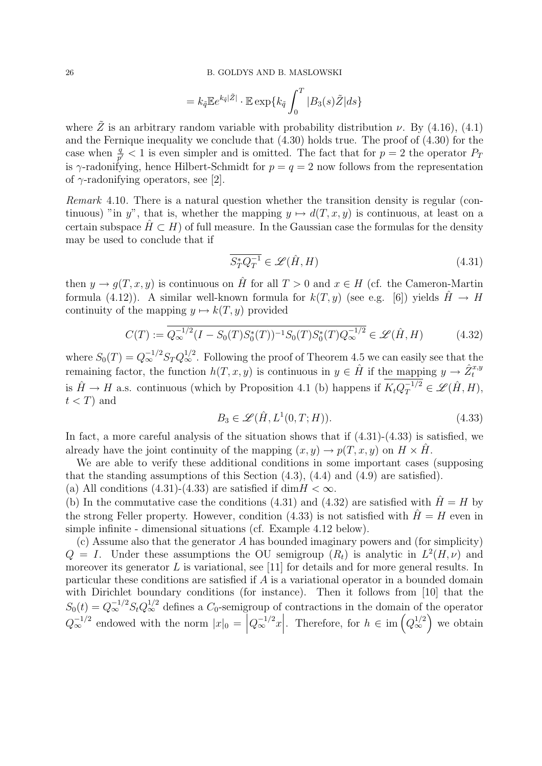$$= k_{\tilde{q}}\mathbb{E}e^{k_{\tilde{q}}|\tilde{Z}|} \cdot \mathbb{E}\exp\{k_{\tilde{q}}\int_0^T |B_3(s)\tilde{Z}|ds\}$$

where $\tilde{Z}$ is an arbitrary random variable with probability distribution $\nu$. By (4.16), (4.1) and the Fernique inequality we conclude that (4.30) holds true. The proof of (4.30) for the case when $\frac{q}{p'} < 1$ is even simpler and is omitted. The fact that for $p = 2$ the operator $P_T$ is $\gamma$-radonifying, hence Hilbert-Schmidt for $p = q = 2$ now follows from the representation of $\gamma$-radonifying operators, see [2].

*Remark* 4.10. There is a natural question whether the transition density is regular (continuous) "in $y$", that is, whether the mapping $y \mapsto d(T, x, y)$ is continuous, at least on a certain subspace $\hat{H} \subset H$) of full measure. In the Gaussian case the formulas for the density may be used to conclude that if

$$\overline{S_T^* Q_T^{-1}} \in \mathscr{L}(\hat{H}, H) \tag{4.31}$$

then $y \to g(T, x, y)$ is continuous on $\hat{H}$ for all $T > 0$ and $x \in H$ (cf. the Cameron-Martin formula (4.12)). A similar well-known formula for $k(T, y)$ (see e.g. [6]) yields $\hat{H} \to H$ continuity of the mapping $y \mapsto k(T, y)$ provided

$$C(T) := \overline{Q_\infty^{-1/2}(I - S_0(T)S_0^*(T))^{-1}S_0(T)S_0^*(T)Q_\infty^{-1/2}} \in \mathscr{L}(\hat{H}, H) \tag{4.32}$$

where $S_0(T) = Q_\infty^{-1/2} S_T Q_\infty^{1/2}$. Following the proof of Theorem 4.5 we can easily see that the remaining factor, the function $h(T, x, y)$ is continuous in $y \in \hat{H}$ if the mapping $y \to \hat{Z}_t^{x,y}$ is $\hat{H} \to H$ a.s. continuous (which by Proposition 4.1 (b) happens if $\overline{K_t Q_T^{-1/2}} \in \mathscr{L}(\hat{H}, H)$, $t < T$) and

$$B_3 \in \mathscr{L}(\hat{H}, L^1(0, T; H)). \tag{4.33}$$

In fact, a more careful analysis of the situation shows that if (4.31)-(4.33) is satisfied, we already have the joint continuity of the mapping $(x, y) \to p(T, x, y)$ on $H \times \hat{H}$.

We are able to verify these additional conditions in some important cases (supposing that the standing assumptions of this Section (4.3), (4.4) and (4.9) are satisfied).

(a) All conditions (4.31)-(4.33) are satisfied if $\dim H < \infty$.

(b) In the commutative case the conditions (4.31) and (4.32) are satisfied with $\hat{H} = H$ by the strong Feller property. However, condition (4.33) is not satisfied with $\hat{H} = H$ even in simple infinite - dimensional situations (cf. Example 4.12 below).

(c) Assume also that the generator $A$ has bounded imaginary powers and (for simplicity) $Q = I$. Under these assumptions the OU semigroup $(R_t)$ is analytic in $L^2(H, \nu)$ and moreover its generator $L$ is variational, see [11] for details and for more general results. In particular these conditions are satisfied if $A$ is a variational operator in a bounded domain with Dirichlet boundary conditions (for instance). Then it follows from [10] that the $S_0(t) = Q_\infty^{-1/2} S_t Q_\infty^{1/2}$ defines a $C_0$-semigroup of contractions in the domain of the operator $Q_\infty^{-1/2}$ endowed with the norm $|x|_0 = \left|Q_\infty^{-1/2}x\right|$. Therefore, for $h \in \mathrm{im}\left(Q_\infty^{1/2}\right)$ we obtain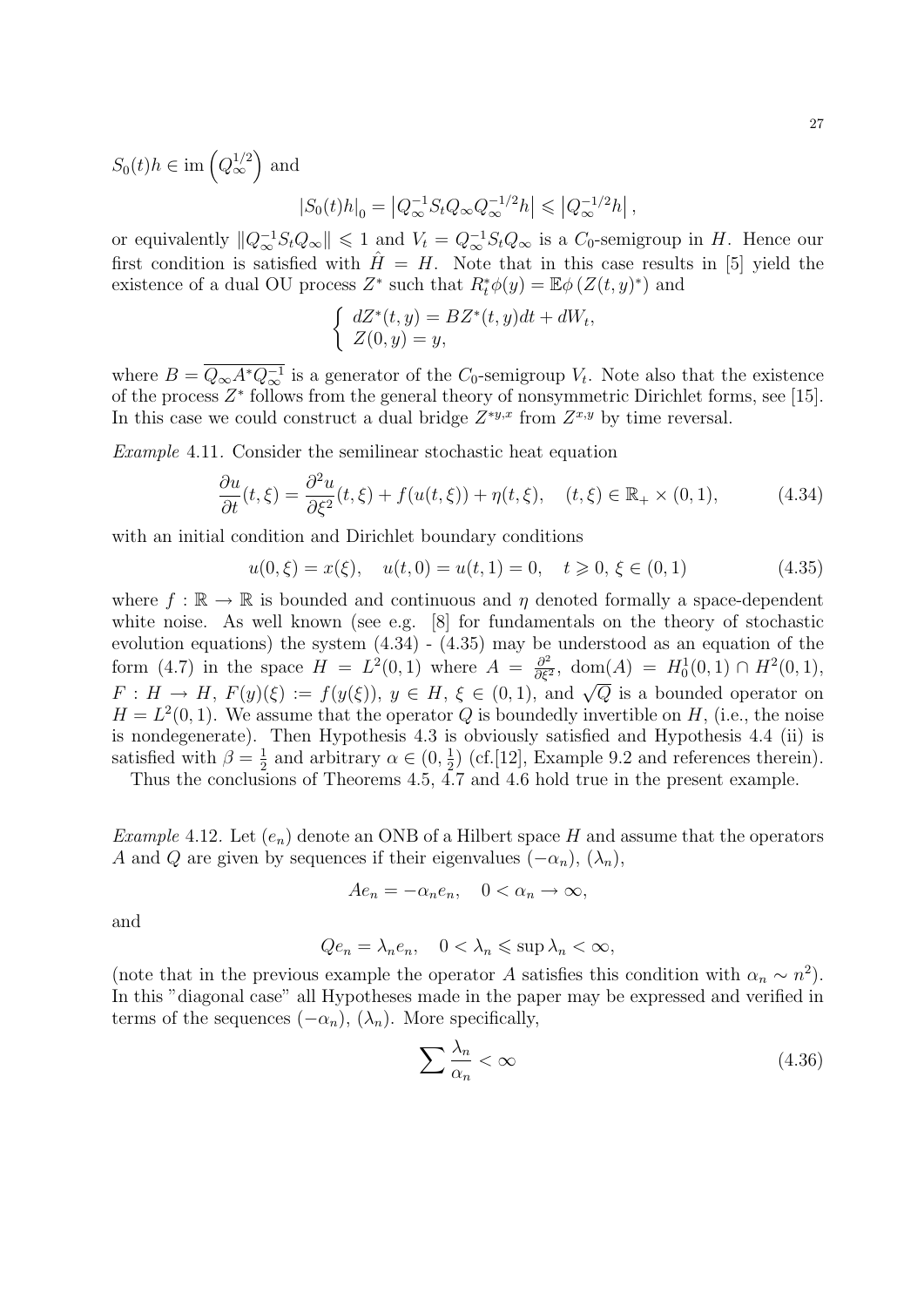$S_0(t)h \in \operatorname{im}\left(Q_\infty^{1/2}\right)$ and

$$\left|S_0(t)h\right|_0 = \left|Q_\infty^{-1} S_t Q_\infty Q_\infty^{-1/2} h\right| \leqslant \left|Q_\infty^{-1/2} h\right|,$$

or equivalently $\|Q_\infty^{-1} S_t Q_\infty\| \leqslant 1$ and $V_t = Q_\infty^{-1} S_t Q_\infty$ is a $C_0$-semigroup in $H$. Hence our first condition is satisfied with $\hat{H} = H$. Note that in this case results in [5] yield the existence of a dual OU process $Z^*$ such that $R_t^* \phi(y) = \mathbb{E}\phi\left(Z(t,y)^*\right)$ and

$$\begin{cases} dZ^*(t,y) = BZ^*(t,y)dt + dW_t, \\ Z(0,y) = y, \end{cases}$$

where $B = \overline{Q_\infty A^* Q_\infty^{-1}}$ is a generator of the $C_0$-semigroup $V_t$. Note also that the existence of the process $Z^*$ follows from the general theory of nonsymmetric Dirichlet forms, see [15]. In this case we could construct a dual bridge $Z^{*y,x}$ from $Z^{x,y}$ by time reversal.

*Example* 4.11. Consider the semilinear stochastic heat equation

$$\frac{\partial u}{\partial t}(t,\xi) = \frac{\partial^2 u}{\partial \xi^2}(t,\xi) + f(u(t,\xi)) + \eta(t,\xi), \quad (t,\xi) \in \mathbb{R}_+ \times (0,1), \tag{4.34}$$

with an initial condition and Dirichlet boundary conditions

$$u(0,\xi) = x(\xi), \quad u(t,0) = u(t,1) = 0, \quad t \geqslant 0, \, \xi \in (0,1) \tag{4.35}$$

where $f : \mathbb{R} \to \mathbb{R}$ is bounded and continuous and $\eta$ denoted formally a space-dependent white noise. As well known (see e.g. [8] for fundamentals on the theory of stochastic evolution equations) the system (4.34) - (4.35) may be understood as an equation of the form (4.7) in the space $H = L^2(0,1)$ where $A = \frac{\partial^2}{\partial \xi^2}$, $\operatorname{dom}(A) = H_0^1(0,1) \cap H^2(0,1)$, $F : H \to H$, $F(y)(\xi) := f(y(\xi))$, $y \in H$, $\xi \in (0,1)$, and $\sqrt{Q}$ is a bounded operator on $H = L^2(0,1)$. We assume that the operator $Q$ is boundedly invertible on $H$, (i.e., the noise is nondegenerate). Then Hypothesis 4.3 is obviously satisfied and Hypothesis 4.4 (ii) is satisfied with $\beta = \frac{1}{2}$ and arbitrary $\alpha \in (0, \frac{1}{2})$ (cf.[12], Example 9.2 and references therein).

Thus the conclusions of Theorems 4.5, 4.7 and 4.6 hold true in the present example.

*Example* 4.12. Let $(e_n)$ denote an ONB of a Hilbert space $H$ and assume that the operators $A$ and $Q$ are given by sequences if their eigenvalues $(-\alpha_n)$, $(\lambda_n)$,

$$Ae_n = -\alpha_n e_n, \quad 0 < \alpha_n \to \infty,$$

and

$$Qe_n = \lambda_n e_n, \quad 0 < \lambda_n \leqslant \sup \lambda_n < \infty,$$

(note that in the previous example the operator $A$ satisfies this condition with $\alpha_n \sim n^2$). In this "diagonal case" all Hypotheses made in the paper may be expressed and verified in terms of the sequences $(-\alpha_n)$, $(\lambda_n)$. More specifically,

$$\sum \frac{\lambda_n}{\alpha_n} < \infty \tag{4.36}$$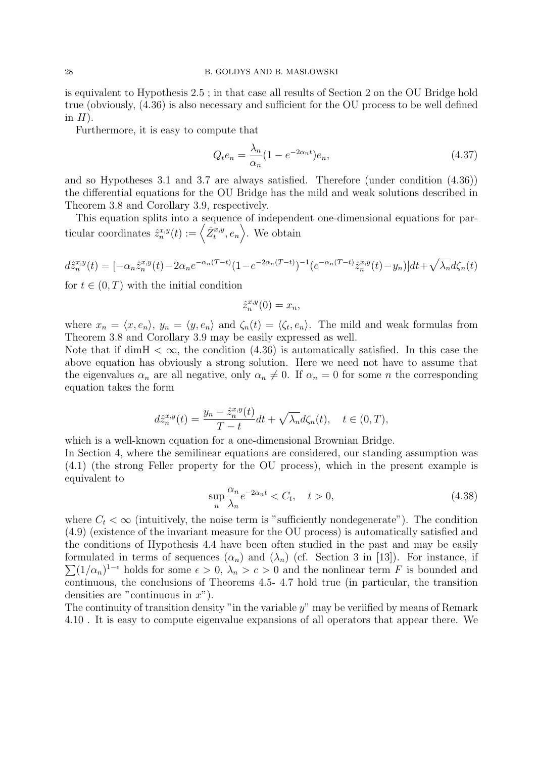is equivalent to Hypothesis 2.5 ; in that case all results of Section 2 on the OU Bridge hold true (obviously, (4.36) is also necessary and sufficient for the OU process to be well defined in $H$).

Furthermore, it is easy to compute that

$$Q_t e_n = \frac{\lambda_n}{\alpha_n}(1 - e^{-2\alpha_n t})e_n, \tag{4.37}$$

and so Hypotheses 3.1 and 3.7 are always satisfied. Therefore (under condition (4.36)) the differential equations for the OU Bridge has the mild and weak solutions described in Theorem 3.8 and Corollary 3.9, respectively.

This equation splits into a sequence of independent one-dimensional equations for particular coordinates $\hat{z}_n^{x,y}(t) := \left\langle \hat{Z}_t^{x,y}, e_n \right\rangle$. We obtain

$$d\hat{z}_n^{x,y}(t) = [-\alpha_n \hat{z}_n^{x,y}(t) - 2\alpha_n e^{-\alpha_n(T-t)}(1 - e^{-2\alpha_n(T-t)})^{-1}(e^{-\alpha_n(T-t)}\hat{z}_n^{x,y}(t) - y_n)]dt + \sqrt{\lambda_n}d\zeta_n(t)$$

for $t \in (0,T)$ with the initial condition

$$\hat{z}_n^{x,y}(0) = x_n,$$

where $x_n = \langle x, e_n \rangle$, $y_n = \langle y, e_n \rangle$ and $\zeta_n(t) = \langle \zeta_t, e_n \rangle$. The mild and weak formulas from Theorem 3.8 and Corollary 3.9 may be easily expressed as well.

Note that if $\dim H < \infty$, the condition (4.36) is automatically satisfied. In this case the above equation has obviously a strong solution. Here we need not have to assume that the eigenvalues $\alpha_n$ are all negative, only $\alpha_n \neq 0$. If $\alpha_n = 0$ for some $n$ the corresponding equation takes the form

$$d\hat{z}_n^{x,y}(t) = \frac{y_n - \hat{z}_n^{x,y}(t)}{T-t}dt + \sqrt{\lambda_n}d\zeta_n(t), \quad t \in (0,T),$$

which is a well-known equation for a one-dimensional Brownian Bridge.

In Section 4, where the semilinear equations are considered, our standing assumption was (4.1) (the strong Feller property for the OU process), which in the present example is equivalent to

$$\sup_n \frac{\alpha_n}{\lambda_n} e^{-2\alpha_n t} < C_t, \quad t > 0, \tag{4.38}$$

where $C_t < \infty$ (intuitively, the noise term is "sufficiently nondegenerate"). The condition (4.9) (existence of the invariant measure for the OU process) is automatically satisfied and the conditions of Hypothesis 4.4 have been often studied in the past and may be easily formulated in terms of sequences $(\alpha_n)$ and $(\lambda_n)$ (cf. Section 3 in [13]). For instance, if $\sum (1/\alpha_n)^{1-\epsilon}$ holds for some $\epsilon > 0$, $\lambda_n > c > 0$ and the nonlinear term $F$ is bounded and continuous, the conclusions of Theorems 4.5- 4.7 hold true (in particular, the transition densities are "continuous in $x$").

The continuity of transition density "in the variable $y$" may be veriified by means of Remark 4.10 . It is easy to compute eigenvalue expansions of all operators that appear there. We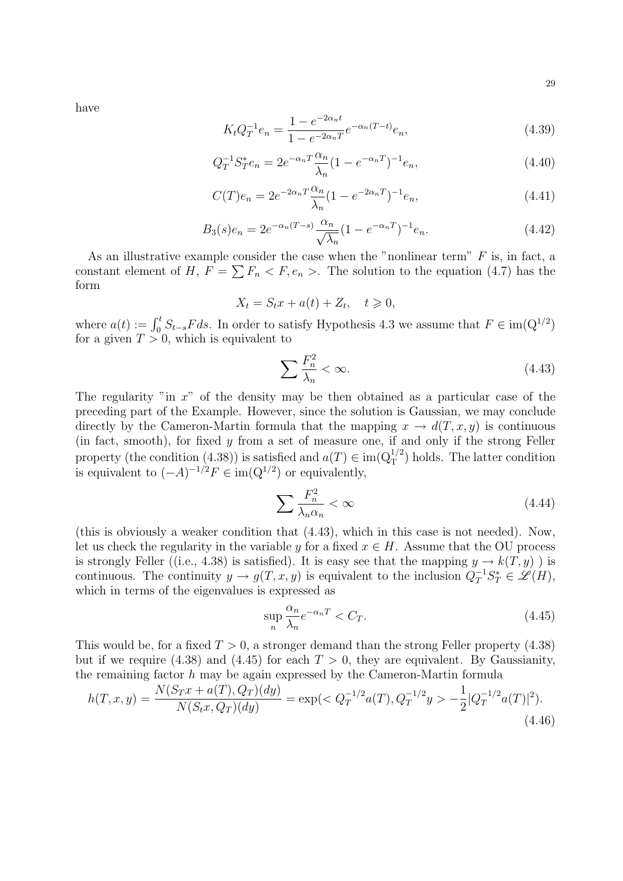have

$$K_t Q_T^{-1} e_n = \frac{1 - e^{-2\alpha_n t}}{1 - e^{-2\alpha_n T}} e^{-\alpha_n (T-t)} e_n, \tag{4.39}$$

$$Q_T^{-1} S_T^* e_n = 2e^{-\alpha_n T} \frac{\alpha_n}{\lambda_n} (1 - e^{-\alpha_n T})^{-1} e_n, \tag{4.40}$$

$$C(T) e_n = 2e^{-2\alpha_n T} \frac{\alpha_n}{\lambda_n} (1 - e^{-2\alpha_n T})^{-1} e_n, \tag{4.41}$$

$$B_3(s) e_n = 2e^{-\alpha_n (T-s)} \frac{\alpha_n}{\sqrt{\lambda_n}} (1 - e^{-\alpha_n T})^{-1} e_n. \tag{4.42}$$

As an illustrative example consider the case when the "nonlinear term" $F$ is, in fact, a constant element of $H$, $F = \sum F_n < F, e_n >$. The solution to the equation (4.7) has the form

$$X_t = S_t x + a(t) + Z_t, \quad t \geqslant 0,$$

where $a(t) := \int_0^t S_{t-s} F ds$. In order to satisfy Hypothesis 4.3 we assume that $F \in \mathrm{im}(Q^{1/2})$ for a given $T > 0$, which is equivalent to

$$\sum \frac{F_n^2}{\lambda_n} < \infty. \tag{4.43}$$

The regularity "in $x$" of the density may be then obtained as a particular case of the preceding part of the Example. However, since the solution is Gaussian, we may conclude directly by the Cameron-Martin formula that the mapping $x \to d(T, x, y)$ is continuous (in fact, smooth), for fixed $y$ from a set of measure one, if and only if the strong Feller property (the condition (4.38)) is satisfied and $a(T) \in \mathrm{im}(Q_T^{1/2})$ holds. The latter condition is equivalent to $(-A)^{-1/2} F \in \mathrm{im}(Q^{1/2})$ or equivalently,

$$\sum \frac{F_n^2}{\lambda_n \alpha_n} < \infty \tag{4.44}$$

(this is obviously a weaker condition that (4.43), which in this case is not needed). Now, let us check the regularity in the variable $y$ for a fixed $x \in H$. Assume that the OU process is strongly Feller ((i.e., 4.38) is satisfied). It is easy see that the mapping $y \to k(T, y)$ ) is continuous. The continuity $y \to g(T, x, y)$ is equivalent to the inclusion $Q_T^{-1} S_T^* \in \mathscr{L}(H)$, which in terms of the eigenvalues is expressed as

$$\sup_n \frac{\alpha_n}{\lambda_n} e^{-\alpha_n T} < C_T. \tag{4.45}$$

This would be, for a fixed $T > 0$, a stronger demand than the strong Feller property (4.38) but if we require (4.38) and (4.45) for each $T > 0$, they are equivalent. By Gaussianity, the remaining factor $h$ may be again expressed by the Cameron-Martin formula

$$h(T, x, y) = \frac{N(S_T x + a(T), Q_T)(dy)}{N(S_t x, Q_T)(dy)} = \exp(< Q_T^{-1/2} a(T), Q_T^{-1/2} y > - \frac{1}{2} |Q_T^{-1/2} a(T)|^2). \tag{4.46}$$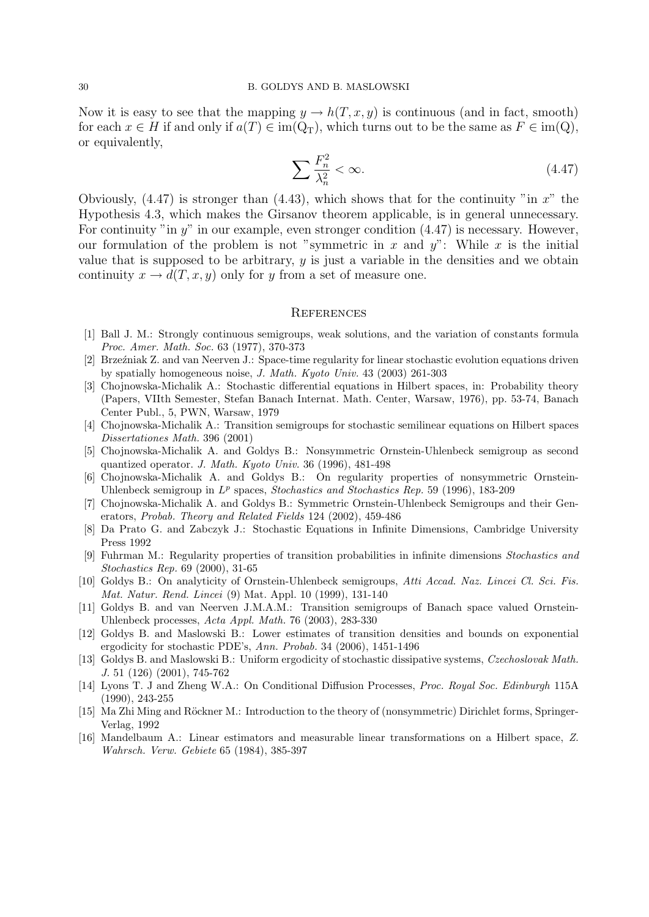Now it is easy to see that the mapping $y \to h(T, x, y)$ is continuous (and in fact, smooth) for each $x \in H$ if and only if $a(T) \in \mathrm{im}(Q_T)$, which turns out to be the same as $F \in \mathrm{im}(Q)$, or equivalently,

$$\sum \frac{F_n^2}{\lambda_n^2} < \infty. \tag{4.47}$$

Obviously, (4.47) is stronger than (4.43), which shows that for the continuity "in $x$" the Hypothesis 4.3, which makes the Girsanov theorem applicable, is in general unnecessary. For continuity "in $y$" in our example, even stronger condition (4.47) is necessary. However, our formulation of the problem is not "symmetric in $x$ and $y$": While $x$ is the initial value that is supposed to be arbitrary, $y$ is just a variable in the densities and we obtain continuity $x \to d(T, x, y)$ only for $y$ from a set of measure one.

## References

[1] Ball J. M.: Strongly continuous semigroups, weak solutions, and the variation of constants formula *Proc. Amer. Math. Soc.* 63 (1977), 370-373

[2] Brzeźniak Z. and van Neerven J.: Space-time regularity for linear stochastic evolution equations driven by spatially homogeneous noise, *J. Math. Kyoto Univ.* 43 (2003) 261-303

[3] Chojnowska-Michalik A.: Stochastic differential equations in Hilbert spaces, in: Probability theory (Papers, VIIth Semester, Stefan Banach Internat. Math. Center, Warsaw, 1976), pp. 53-74, Banach Center Publ., 5, PWN, Warsaw, 1979

[4] Chojnowska-Michalik A.: Transition semigroups for stochastic semilinear equations on Hilbert spaces *Dissertationes Math.* 396 (2001)

[5] Chojnowska-Michalik A. and Goldys B.: Nonsymmetric Ornstein-Uhlenbeck semigroup as second quantized operator. *J. Math. Kyoto Univ.* 36 (1996), 481-498

[6] Chojnowska-Michalik A. and Goldys B.: On regularity properties of nonsymmetric Ornstein-Uhlenbeck semigroup in $L^p$ spaces, *Stochastics and Stochastics Rep.* 59 (1996), 183-209

[7] Chojnowska-Michalik A. and Goldys B.: Symmetric Ornstein-Uhlenbeck Semigroups and their Generators, *Probab. Theory and Related Fields* 124 (2002), 459-486

[8] Da Prato G. and Zabczyk J.: Stochastic Equations in Infinite Dimensions, Cambridge University Press 1992

[9] Fuhrman M.: Regularity properties of transition probabilities in infinite dimensions *Stochastics and Stochastics Rep.* 69 (2000), 31-65

[10] Goldys B.: On analyticity of Ornstein-Uhlenbeck semigroups, *Atti Accad. Naz. Lincei Cl. Sci. Fis. Mat. Natur. Rend. Lincei* (9) Mat. Appl. 10 (1999), 131-140

[11] Goldys B. and van Neerven J.M.A.M.: Transition semigroups of Banach space valued Ornstein-Uhlenbeck processes, *Acta Appl. Math.* 76 (2003), 283-330

[12] Goldys B. and Maslowski B.: Lower estimates of transition densities and bounds on exponential ergodicity for stochastic PDE's, *Ann. Probab.* 34 (2006), 1451-1496

[13] Goldys B. and Maslowski B.: Uniform ergodicity of stochastic dissipative systems, *Czechoslovak Math. J.* 51 (126) (2001), 745-762

[14] Lyons T. J and Zheng W.A.: On Conditional Diffusion Processes, *Proc. Royal Soc. Edinburgh* 115A (1990), 243-255

[15] Ma Zhi Ming and Röckner M.: Introduction to the theory of (nonsymmetric) Dirichlet forms, Springer-Verlag, 1992

[16] Mandelbaum A.: Linear estimators and measurable linear transformations on a Hilbert space, *Z. Wahrsch. Verw. Gebiete* 65 (1984), 385-397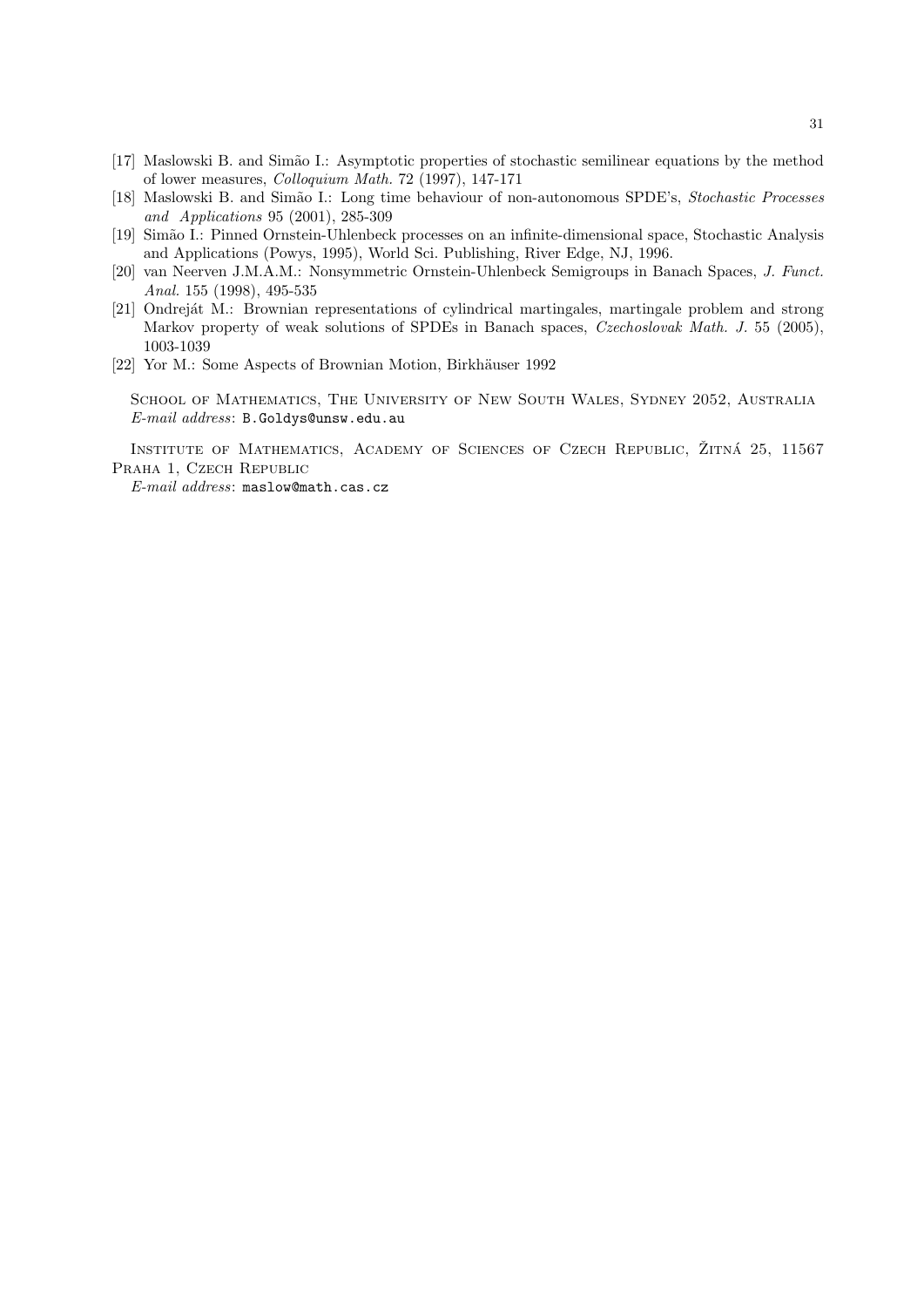[17] Maslowski B. and Simão I.: Asymptotic properties of stochastic semilinear equations by the method of lower measures, *Colloquium Math.* 72 (1997), 147-171

[18] Maslowski B. and Simão I.: Long time behaviour of non-autonomous SPDE's, *Stochastic Processes and Applications* 95 (2001), 285-309

[19] Simão I.: Pinned Ornstein-Uhlenbeck processes on an infinite-dimensional space, Stochastic Analysis and Applications (Powys, 1995), World Sci. Publishing, River Edge, NJ, 1996.

[20] van Neerven J.M.A.M.: Nonsymmetric Ornstein-Uhlenbeck Semigroups in Banach Spaces, *J. Funct. Anal.* 155 (1998), 495-535

[21] Ondreját M.: Brownian representations of cylindrical martingales, martingale problem and strong Markov property of weak solutions of SPDEs in Banach spaces, *Czechoslovak Math. J.* 55 (2005), 1003-1039

[22] Yor M.: Some Aspects of Brownian Motion, Birkhäuser 1992

School of Mathematics, The University of New South Wales, Sydney 2052, Australia
*E-mail address*: `B.Goldys@unsw.edu.au`

Institute of Mathematics, Academy of Sciences of Czech Republic, Žitná 25, 11567 Praha 1, Czech Republic
*E-mail address*: `maslow@math.cas.cz`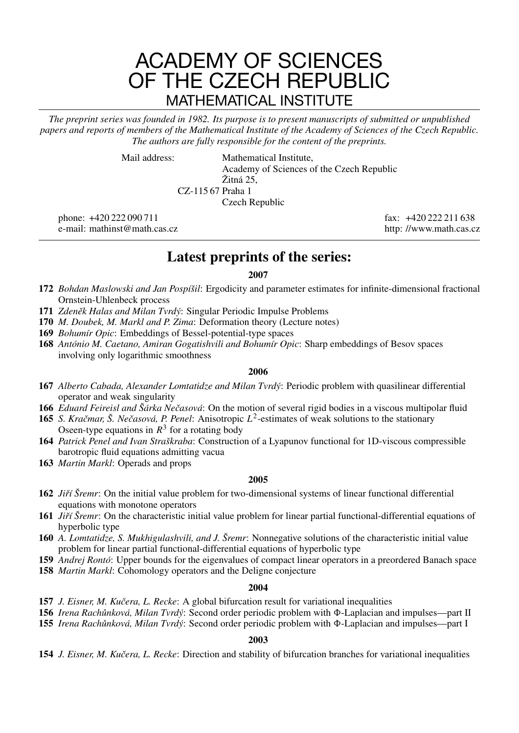# ACADEMY OF SCIENCES OF THE CZECH REPUBLIC

## MATHEMATICAL INSTITUTE

*The preprint series was founded in 1982. Its purpose is to present manuscripts of submitted or unpublished papers and reports of members of the Mathematical Institute of the Academy of Sciences of the Czech Republic. The authors are fully responsible for the content of the preprints.*

Mail address: Mathematical Institute,
Academy of Sciences of the Czech Republic
Žitná 25,
CZ-115 67 Praha 1
Czech Republic

phone: +420 222 090 711
e-mail: mathinst@math.cas.cz

fax: +420 222 211 638
http: //www.math.cas.cz

## Latest preprints of the series:

**2007**

**172** *Bohdan Maslowski and Jan Pospíšil*: Ergodicity and parameter estimates for infinite-dimensional fractional Ornstein-Uhlenbeck process

**171** *Zdeněk Halas and Milan Tvrdý*: Singular Periodic Impulse Problems

**170** *M. Doubek, M. Markl and P. Zima*: Deformation theory (Lecture notes)

**169** *Bohumír Opic*: Embeddings of Bessel-potential-type spaces

**168** *António M. Caetano, Amiran Gogatishvili and Bohumír Opic*: Sharp embeddings of Besov spaces involving only logarithmic smoothness

**2006**

**167** *Alberto Cabada, Alexander Lomtatidze and Milan Tvrdý*: Periodic problem with quasilinear differential operator and weak singularity

**166** *Eduard Feireisl and Šárka Nečasová*: On the motion of several rigid bodies in a viscous multipolar fluid

**165** *S. Kračmar, Š. Nečasová, P. Penel*: Anisotropic $L^2$-estimates of weak solutions to the stationary Oseen-type equations in $R^3$ for a rotating body

**164** *Patrick Penel and Ivan Straškraba*: Construction of a Lyapunov functional for 1D-viscous compressible barotropic fluid equations admitting vacua

**163** *Martin Markl*: Operads and props

**2005**

**162** *Jiří Šremr*: On the initial value problem for two-dimensional systems of linear functional differential equations with monotone operators

**161** *Jiří Šremr*: On the characteristic initial value problem for linear partial functional-differential equations of hyperbolic type

**160** *A. Lomtatidze, S. Mukhigulashvili, and J. Šremr*: Nonnegative solutions of the characteristic initial value problem for linear partial functional-differential equations of hyperbolic type

**159** *Andrej Rontó*: Upper bounds for the eigenvalues of compact linear operators in a preordered Banach space

**158** *Martin Markl*: Cohomology operators and the Deligne conjecture

**2004**

**157** *J. Eisner, M. Kučera, L. Recke*: A global bifurcation result for variational inequalities

**156** *Irena Rachůnková, Milan Tvrdý*: Second order periodic problem with Φ-Laplacian and impulses—part II

**155** *Irena Rachůnková, Milan Tvrdý*: Second order periodic problem with Φ-Laplacian and impulses—part I

**2003**

**154** *J. Eisner, M. Kučera, L. Recke*: Direction and stability of bifurcation branches for variational inequalities